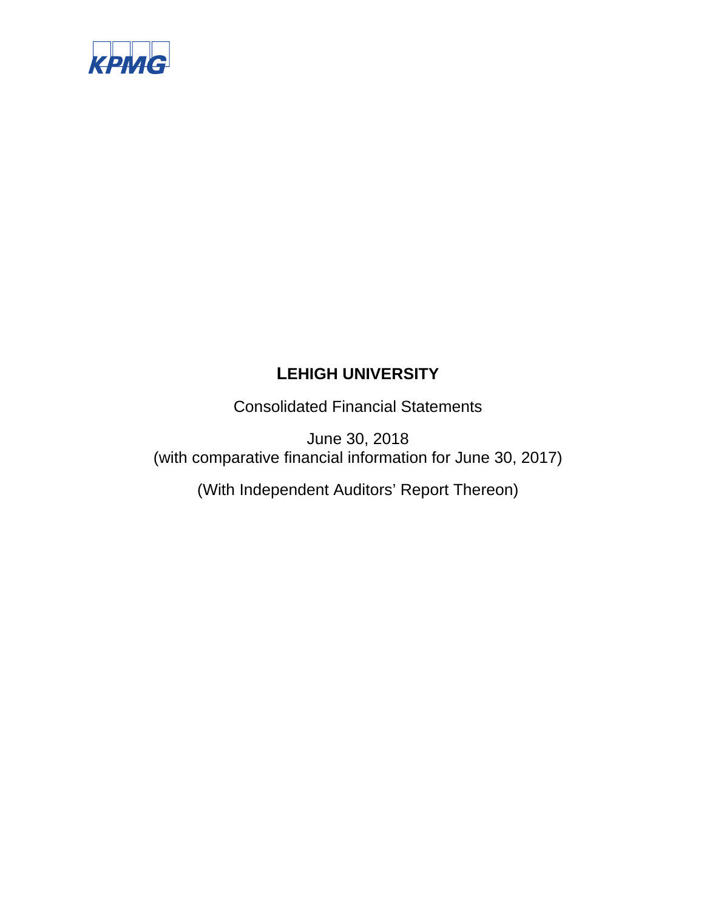KPMG

# LEHIGH UNIVERSITY

Consolidated Financial Statements

June 30, 2018
(with comparative financial information for June 30, 2017)

(With Independent Auditors' Report Thereon)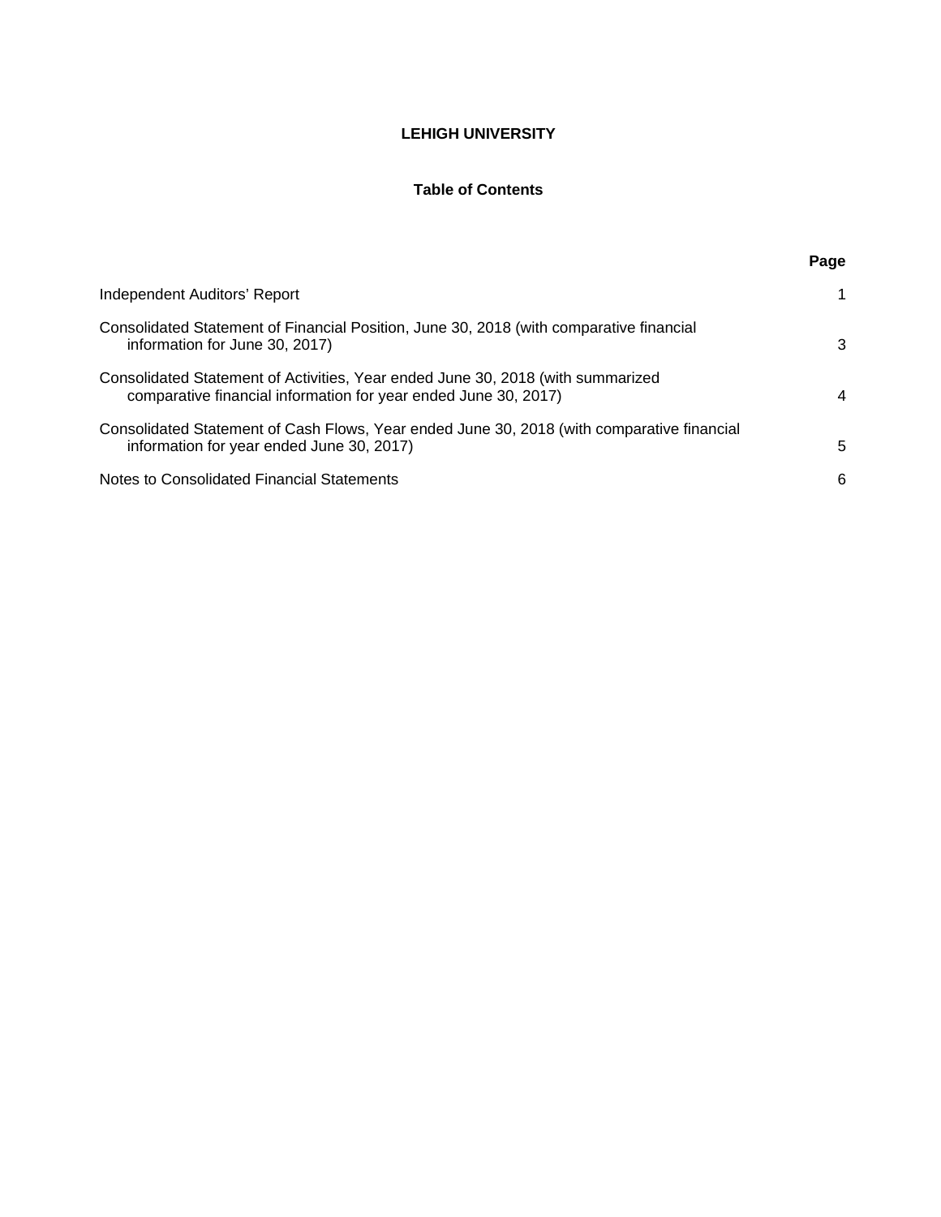# LEHIGH UNIVERSITY

## Table of Contents

| | Page |
|---|---|
| Independent Auditors' Report | 1 |
| Consolidated Statement of Financial Position, June 30, 2018 (with comparative financial information for June 30, 2017) | 3 |
| Consolidated Statement of Activities, Year ended June 30, 2018 (with summarized comparative financial information for year ended June 30, 2017) | 4 |
| Consolidated Statement of Cash Flows, Year ended June 30, 2018 (with comparative financial information for year ended June 30, 2017) | 5 |
| Notes to Consolidated Financial Statements | 6 |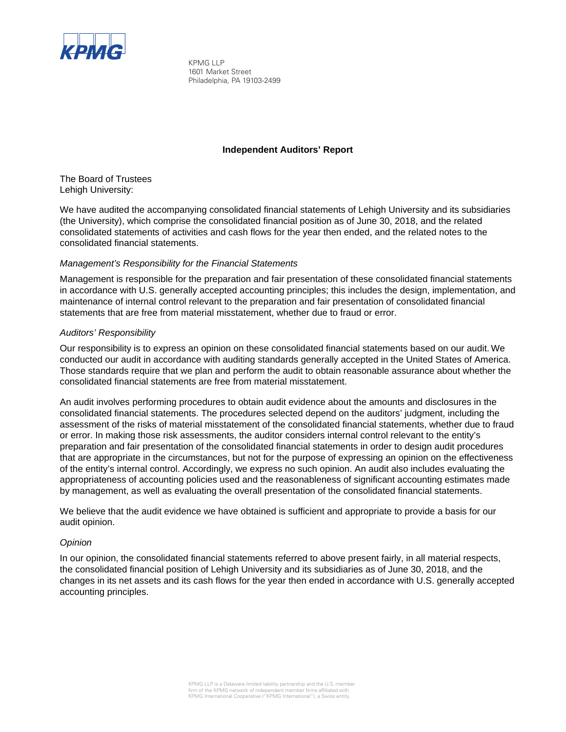KPMG LLP
1601 Market Street
Philadelphia, PA 19103-2499

## Independent Auditors' Report

The Board of Trustees
Lehigh University:

We have audited the accompanying consolidated financial statements of Lehigh University and its subsidiaries (the University), which comprise the consolidated financial position as of June 30, 2018, and the related consolidated statements of activities and cash flows for the year then ended, and the related notes to the consolidated financial statements.

### *Management's Responsibility for the Financial Statements*

Management is responsible for the preparation and fair presentation of these consolidated financial statements in accordance with U.S. generally accepted accounting principles; this includes the design, implementation, and maintenance of internal control relevant to the preparation and fair presentation of consolidated financial statements that are free from material misstatement, whether due to fraud or error.

### *Auditors' Responsibility*

Our responsibility is to express an opinion on these consolidated financial statements based on our audit. We conducted our audit in accordance with auditing standards generally accepted in the United States of America. Those standards require that we plan and perform the audit to obtain reasonable assurance about whether the consolidated financial statements are free from material misstatement.

An audit involves performing procedures to obtain audit evidence about the amounts and disclosures in the consolidated financial statements. The procedures selected depend on the auditors' judgment, including the assessment of the risks of material misstatement of the consolidated financial statements, whether due to fraud or error. In making those risk assessments, the auditor considers internal control relevant to the entity's preparation and fair presentation of the consolidated financial statements in order to design audit procedures that are appropriate in the circumstances, but not for the purpose of expressing an opinion on the effectiveness of the entity's internal control. Accordingly, we express no such opinion. An audit also includes evaluating the appropriateness of accounting policies used and the reasonableness of significant accounting estimates made by management, as well as evaluating the overall presentation of the consolidated financial statements.

We believe that the audit evidence we have obtained is sufficient and appropriate to provide a basis for our audit opinion.

### *Opinion*

In our opinion, the consolidated financial statements referred to above present fairly, in all material respects, the consolidated financial position of Lehigh University and its subsidiaries as of June 30, 2018, and the changes in its net assets and its cash flows for the year then ended in accordance with U.S. generally accepted accounting principles.

KPMG LLP is a Delaware limited liability partnership and the U.S. member firm of the KPMG network of independent member firms affiliated with KPMG International Cooperative ("KPMG International"), a Swiss entity.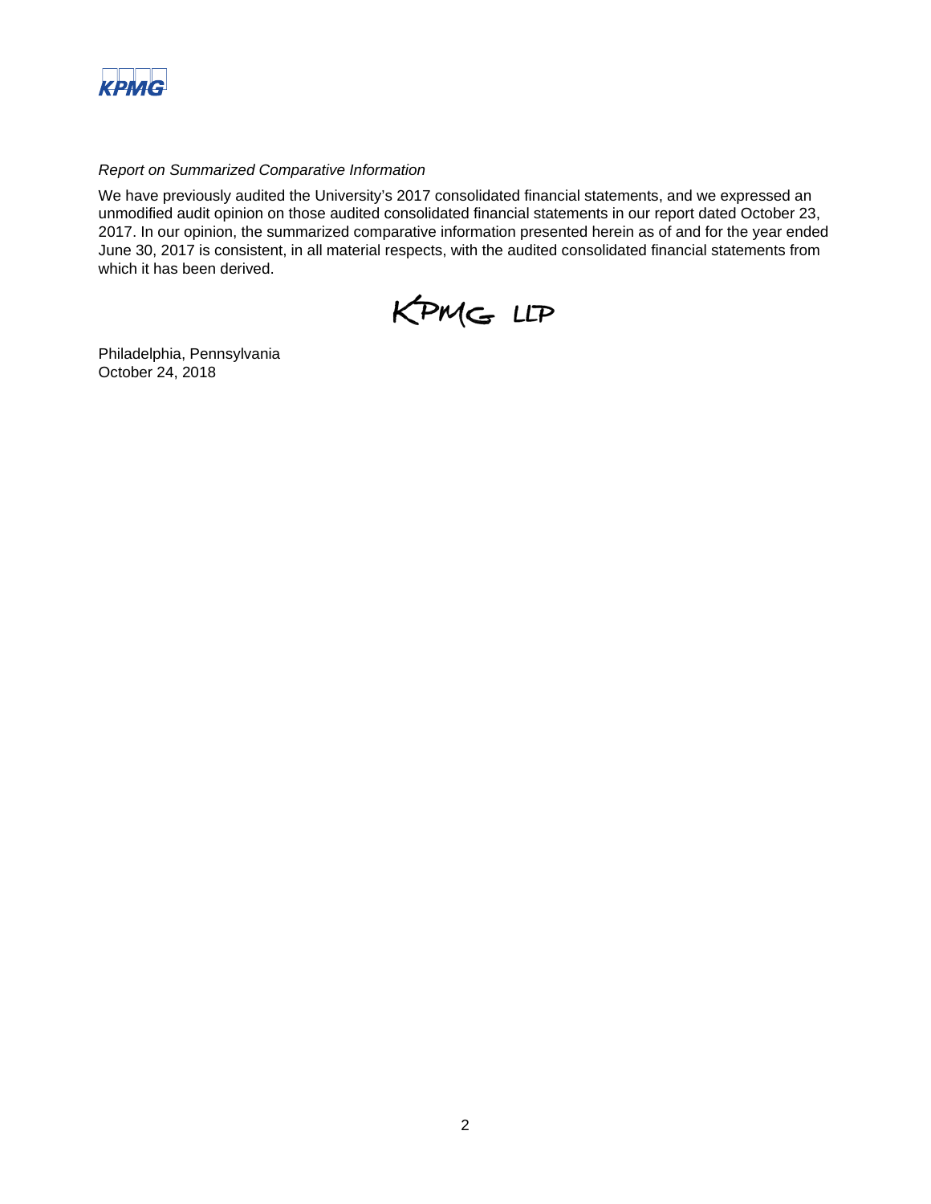*Report on Summarized Comparative Information*

We have previously audited the University's 2017 consolidated financial statements, and we expressed an unmodified audit opinion on those audited consolidated financial statements in our report dated October 23, 2017. In our opinion, the summarized comparative information presented herein as of and for the year ended June 30, 2017 is consistent, in all material respects, with the audited consolidated financial statements from which it has been derived.

KPMG LLP

Philadelphia, Pennsylvania
October 24, 2018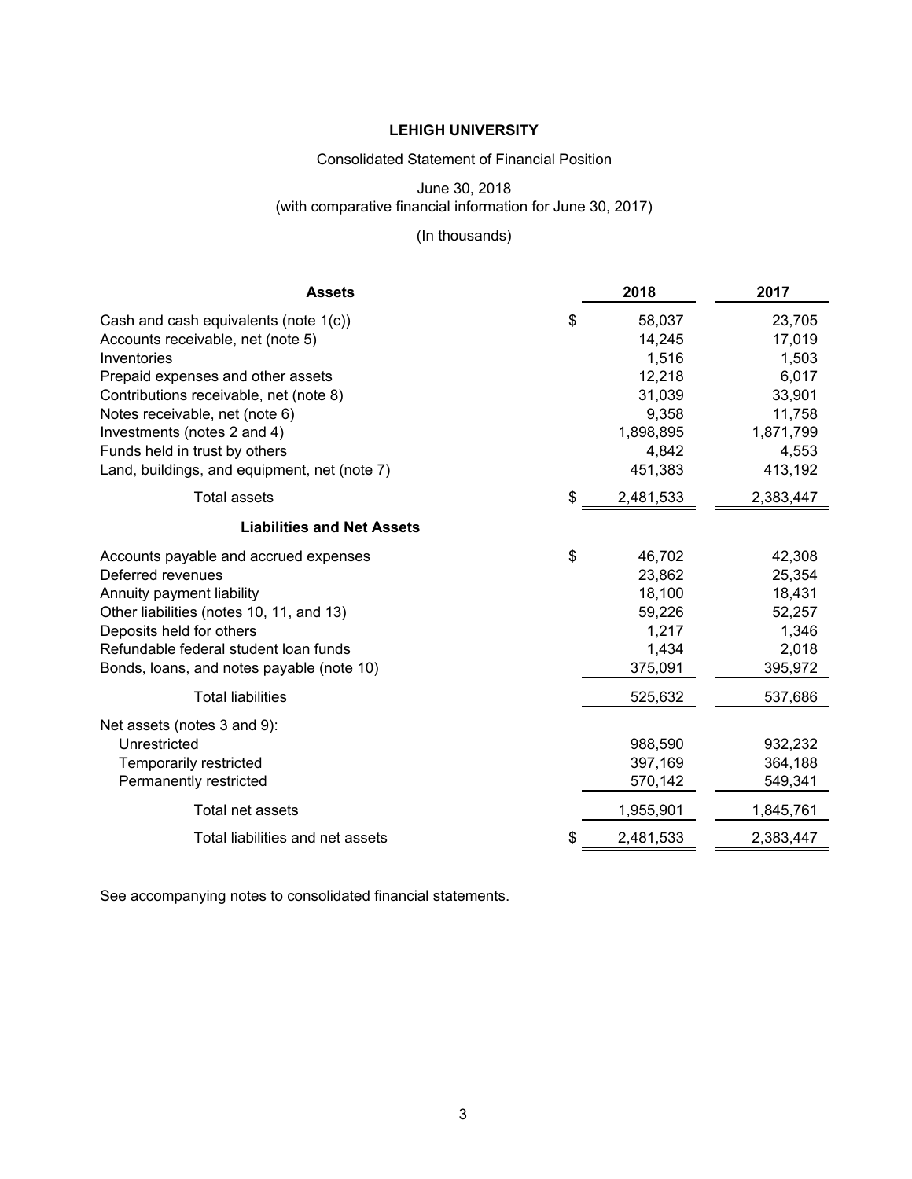# LEHIGH UNIVERSITY

Consolidated Statement of Financial Position

June 30, 2018
(with comparative financial information for June 30, 2017)

(In thousands)

| **Assets** | | **2018** | **2017** |
|---|---|---|---|
| Cash and cash equivalents (note 1(c)) | $ | 58,037 | 23,705 |
| Accounts receivable, net (note 5) | | 14,245 | 17,019 |
| Inventories | | 1,516 | 1,503 |
| Prepaid expenses and other assets | | 12,218 | 6,017 |
| Contributions receivable, net (note 8) | | 31,039 | 33,901 |
| Notes receivable, net (note 6) | | 9,358 | 11,758 |
| Investments (notes 2 and 4) | | 1,898,895 | 1,871,799 |
| Funds held in trust by others | | 4,842 | 4,553 |
| Land, buildings, and equipment, net (note 7) | | 451,383 | 413,192 |
| Total assets | $ | 2,481,533 | 2,383,447 |
| **Liabilities and Net Assets** | | | |
| Accounts payable and accrued expenses | $ | 46,702 | 42,308 |
| Deferred revenues | | 23,862 | 25,354 |
| Annuity payment liability | | 18,100 | 18,431 |
| Other liabilities (notes 10, 11, and 13) | | 59,226 | 52,257 |
| Deposits held for others | | 1,217 | 1,346 |
| Refundable federal student loan funds | | 1,434 | 2,018 |
| Bonds, loans, and notes payable (note 10) | | 375,091 | 395,972 |
| Total liabilities | | 525,632 | 537,686 |
| Net assets (notes 3 and 9): | | | |
| Unrestricted | | 988,590 | 932,232 |
| Temporarily restricted | | 397,169 | 364,188 |
| Permanently restricted | | 570,142 | 549,341 |
| Total net assets | | 1,955,901 | 1,845,761 |
| Total liabilities and net assets | $ | 2,481,533 | 2,383,447 |

See accompanying notes to consolidated financial statements.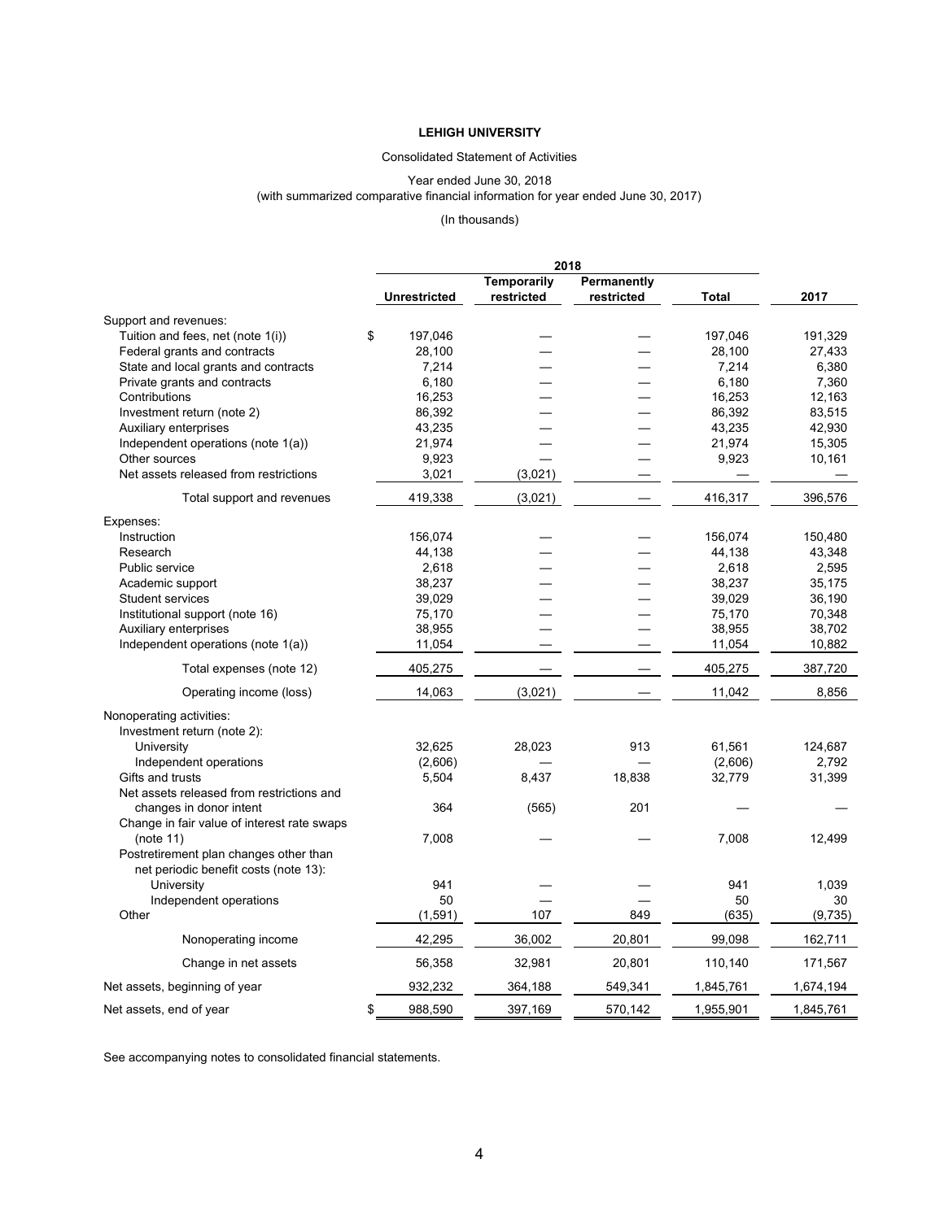**LEHIGH UNIVERSITY**

Consolidated Statement of Activities

Year ended June 30, 2018
(with summarized comparative financial information for year ended June 30, 2017)

(In thousands)

| | 2018 | | | | |
|---|---|---|---|---|---|
| | **Unrestricted** | **Temporarily restricted** | **Permanently restricted** | **Total** | **2017** |
| Support and revenues: | | | | | |
| Tuition and fees, net (note 1(i)) | $ 197,046 | — | — | 197,046 | 191,329 |
| Federal grants and contracts | 28,100 | — | — | 28,100 | 27,433 |
| State and local grants and contracts | 7,214 | — | — | 7,214 | 6,380 |
| Private grants and contracts | 6,180 | — | — | 6,180 | 7,360 |
| Contributions | 16,253 | — | — | 16,253 | 12,163 |
| Investment return (note 2) | 86,392 | — | — | 86,392 | 83,515 |
| Auxiliary enterprises | 43,235 | — | — | 43,235 | 42,930 |
| Independent operations (note 1(a)) | 21,974 | — | — | 21,974 | 15,305 |
| Other sources | 9,923 | — | — | 9,923 | 10,161 |
| Net assets released from restrictions | 3,021 | (3,021) | — | — | — |
| Total support and revenues | 419,338 | (3,021) | — | 416,317 | 396,576 |
| Expenses: | | | | | |
| Instruction | 156,074 | — | — | 156,074 | 150,480 |
| Research | 44,138 | — | — | 44,138 | 43,348 |
| Public service | 2,618 | — | — | 2,618 | 2,595 |
| Academic support | 38,237 | — | — | 38,237 | 35,175 |
| Student services | 39,029 | — | — | 39,029 | 36,190 |
| Institutional support (note 16) | 75,170 | — | — | 75,170 | 70,348 |
| Auxiliary enterprises | 38,955 | — | — | 38,955 | 38,702 |
| Independent operations (note 1(a)) | 11,054 | — | — | 11,054 | 10,882 |
| Total expenses (note 12) | 405,275 | — | — | 405,275 | 387,720 |
| Operating income (loss) | 14,063 | (3,021) | — | 11,042 | 8,856 |
| Nonoperating activities: | | | | | |
| Investment return (note 2): | | | | | |
| University | 32,625 | 28,023 | 913 | 61,561 | 124,687 |
| Independent operations | (2,606) | — | — | (2,606) | 2,792 |
| Gifts and trusts | 5,504 | 8,437 | 18,838 | 32,779 | 31,399 |
| Net assets released from restrictions and changes in donor intent | 364 | (565) | 201 | — | — |
| Change in fair value of interest rate swaps (note 11) | 7,008 | — | — | 7,008 | 12,499 |
| Postretirement plan changes other than net periodic benefit costs (note 13): | | | | | |
| University | 941 | — | — | 941 | 1,039 |
| Independent operations | 50 | — | — | 50 | 30 |
| Other | (1,591) | 107 | 849 | (635) | (9,735) |
| Nonoperating income | 42,295 | 36,002 | 20,801 | 99,098 | 162,711 |
| Change in net assets | 56,358 | 32,981 | 20,801 | 110,140 | 171,567 |
| Net assets, beginning of year | 932,232 | 364,188 | 549,341 | 1,845,761 | 1,674,194 |
| Net assets, end of year | $ 988,590 | 397,169 | 570,142 | 1,955,901 | 1,845,761 |

See accompanying notes to consolidated financial statements.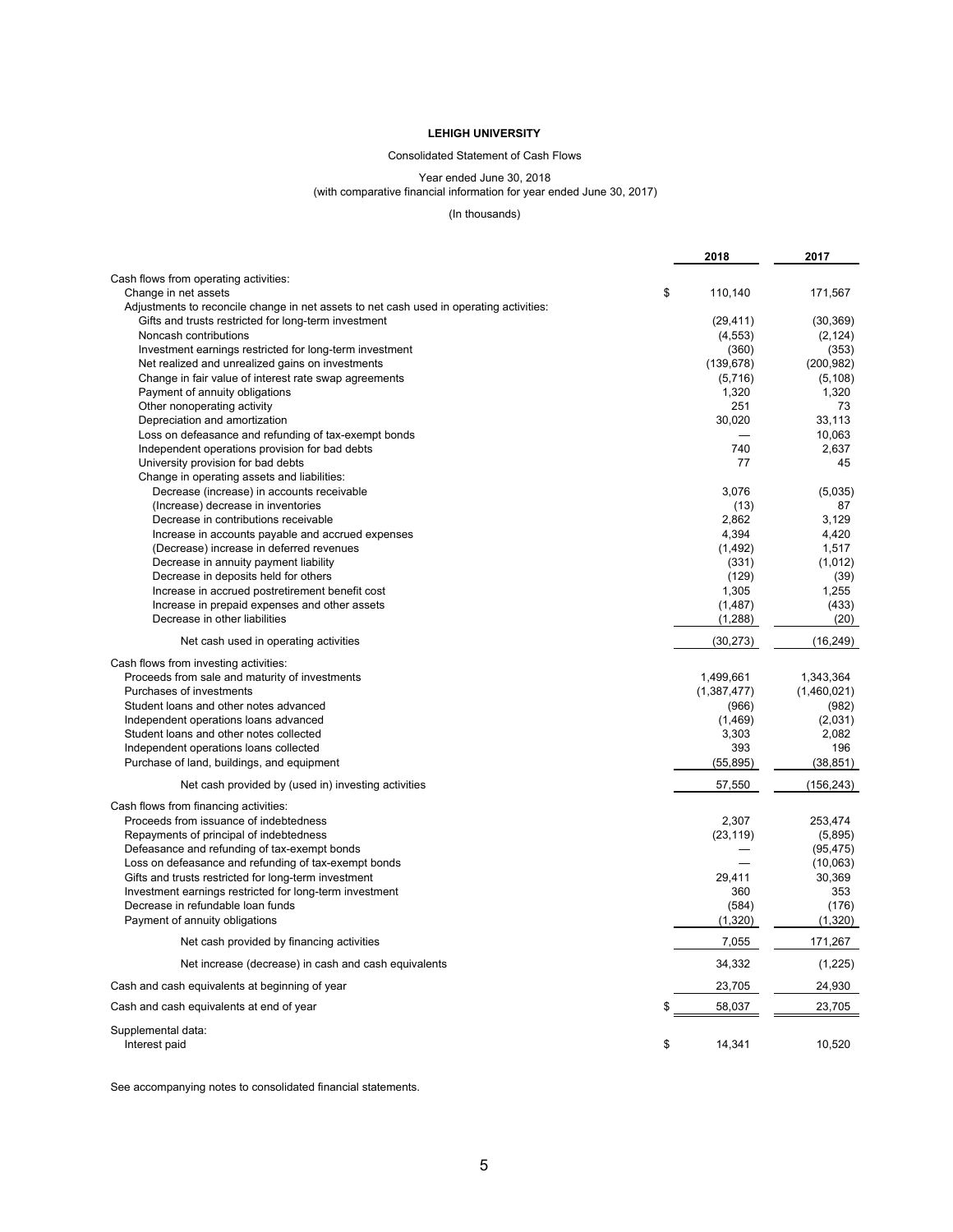**LEHIGH UNIVERSITY**

Consolidated Statement of Cash Flows

Year ended June 30, 2018
(with comparative financial information for year ended June 30, 2017)

(In thousands)

| | 2018 | 2017 |
|---|---|---|
| Cash flows from operating activities: | | |
| Change in net assets | $ 110,140 | 171,567 |
| Adjustments to reconcile change in net assets to net cash used in operating activities: | | |
| Gifts and trusts restricted for long-term investment | (29,411) | (30,369) |
| Noncash contributions | (4,553) | (2,124) |
| Investment earnings restricted for long-term investment | (360) | (353) |
| Net realized and unrealized gains on investments | (139,678) | (200,982) |
| Change in fair value of interest rate swap agreements | (5,716) | (5,108) |
| Payment of annuity obligations | 1,320 | 1,320 |
| Other nonoperating activity | 251 | 73 |
| Depreciation and amortization | 30,020 | 33,113 |
| Loss on defeasance and refunding of tax-exempt bonds | — | 10,063 |
| Independent operations provision for bad debts | 740 | 2,637 |
| University provision for bad debts | 77 | 45 |
| Change in operating assets and liabilities: | | |
| Decrease (increase) in accounts receivable | 3,076 | (5,035) |
| (Increase) decrease in inventories | (13) | 87 |
| Decrease in contributions receivable | 2,862 | 3,129 |
| Increase in accounts payable and accrued expenses | 4,394 | 4,420 |
| (Decrease) increase in deferred revenues | (1,492) | 1,517 |
| Decrease in annuity payment liability | (331) | (1,012) |
| Decrease in deposits held for others | (129) | (39) |
| Increase in accrued postretirement benefit cost | 1,305 | 1,255 |
| Increase in prepaid expenses and other assets | (1,487) | (433) |
| Decrease in other liabilities | (1,288) | (20) |
| Net cash used in operating activities | (30,273) | (16,249) |
| Cash flows from investing activities: | | |
| Proceeds from sale and maturity of investments | 1,499,661 | 1,343,364 |
| Purchases of investments | (1,387,477) | (1,460,021) |
| Student loans and other notes advanced | (966) | (982) |
| Independent operations loans advanced | (1,469) | (2,031) |
| Student loans and other notes collected | 3,303 | 2,082 |
| Independent operations loans collected | 393 | 196 |
| Purchase of land, buildings, and equipment | (55,895) | (38,851) |
| Net cash provided by (used in) investing activities | 57,550 | (156,243) |
| Cash flows from financing activities: | | |
| Proceeds from issuance of indebtedness | 2,307 | 253,474 |
| Repayments of principal of indebtedness | (23,119) | (5,895) |
| Defeasance and refunding of tax-exempt bonds | — | (95,475) |
| Loss on defeasance and refunding of tax-exempt bonds | — | (10,063) |
| Gifts and trusts restricted for long-term investment | 29,411 | 30,369 |
| Investment earnings restricted for long-term investment | 360 | 353 |
| Decrease in refundable loan funds | (584) | (176) |
| Payment of annuity obligations | (1,320) | (1,320) |
| Net cash provided by financing activities | 7,055 | 171,267 |
| Net increase (decrease) in cash and cash equivalents | 34,332 | (1,225) |
| Cash and cash equivalents at beginning of year | 23,705 | 24,930 |
| Cash and cash equivalents at end of year | $ 58,037 | 23,705 |
| Supplemental data: | | |
| Interest paid | $ 14,341 | 10,520 |

See accompanying notes to consolidated financial statements.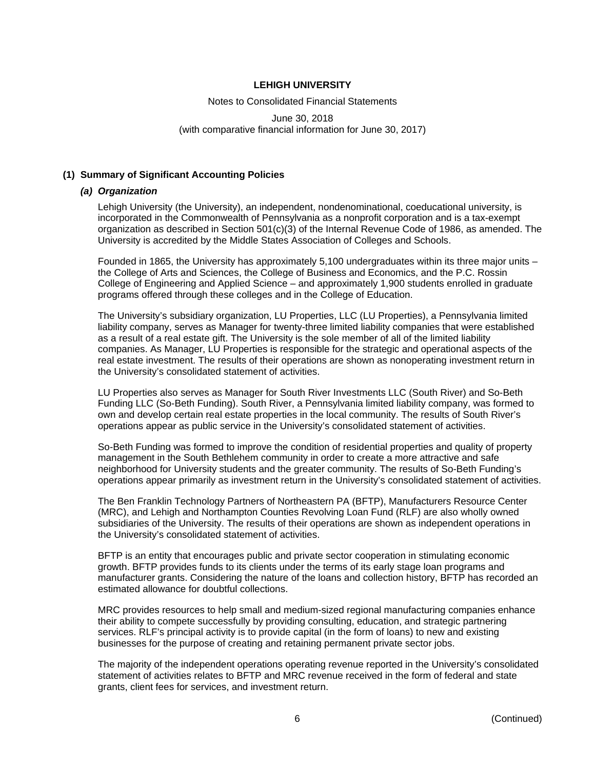## (1) Summary of Significant Accounting Policies

### *(a) Organization*

Lehigh University (the University), an independent, nondenominational, coeducational university, is incorporated in the Commonwealth of Pennsylvania as a nonprofit corporation and is a tax-exempt organization as described in Section 501(c)(3) of the Internal Revenue Code of 1986, as amended. The University is accredited by the Middle States Association of Colleges and Schools.

Founded in 1865, the University has approximately 5,100 undergraduates within its three major units – the College of Arts and Sciences, the College of Business and Economics, and the P.C. Rossin College of Engineering and Applied Science – and approximately 1,900 students enrolled in graduate programs offered through these colleges and in the College of Education.

The University's subsidiary organization, LU Properties, LLC (LU Properties), a Pennsylvania limited liability company, serves as Manager for twenty-three limited liability companies that were established as a result of a real estate gift. The University is the sole member of all of the limited liability companies. As Manager, LU Properties is responsible for the strategic and operational aspects of the real estate investment. The results of their operations are shown as nonoperating investment return in the University's consolidated statement of activities.

LU Properties also serves as Manager for South River Investments LLC (South River) and So-Beth Funding LLC (So-Beth Funding). South River, a Pennsylvania limited liability company, was formed to own and develop certain real estate properties in the local community. The results of South River's operations appear as public service in the University's consolidated statement of activities.

So-Beth Funding was formed to improve the condition of residential properties and quality of property management in the South Bethlehem community in order to create a more attractive and safe neighborhood for University students and the greater community. The results of So-Beth Funding's operations appear primarily as investment return in the University's consolidated statement of activities.

The Ben Franklin Technology Partners of Northeastern PA (BFTP), Manufacturers Resource Center (MRC), and Lehigh and Northampton Counties Revolving Loan Fund (RLF) are also wholly owned subsidiaries of the University. The results of their operations are shown as independent operations in the University's consolidated statement of activities.

BFTP is an entity that encourages public and private sector cooperation in stimulating economic growth. BFTP provides funds to its clients under the terms of its early stage loan programs and manufacturer grants. Considering the nature of the loans and collection history, BFTP has recorded an estimated allowance for doubtful collections.

MRC provides resources to help small and medium-sized regional manufacturing companies enhance their ability to compete successfully by providing consulting, education, and strategic partnering services. RLF's principal activity is to provide capital (in the form of loans) to new and existing businesses for the purpose of creating and retaining permanent private sector jobs.

The majority of the independent operations operating revenue reported in the University's consolidated statement of activities relates to BFTP and MRC revenue received in the form of federal and state grants, client fees for services, and investment return.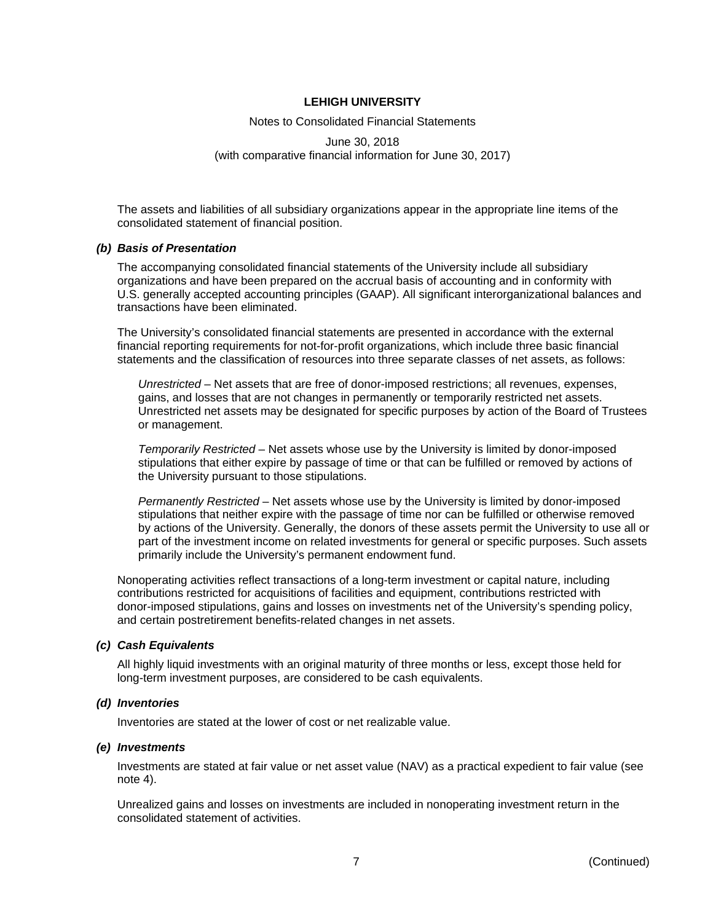The assets and liabilities of all subsidiary organizations appear in the appropriate line items of the consolidated statement of financial position.

### *(b) Basis of Presentation*

The accompanying consolidated financial statements of the University include all subsidiary organizations and have been prepared on the accrual basis of accounting and in conformity with U.S. generally accepted accounting principles (GAAP). All significant interorganizational balances and transactions have been eliminated.

The University's consolidated financial statements are presented in accordance with the external financial reporting requirements for not-for-profit organizations, which include three basic financial statements and the classification of resources into three separate classes of net assets, as follows:

*Unrestricted* – Net assets that are free of donor-imposed restrictions; all revenues, expenses, gains, and losses that are not changes in permanently or temporarily restricted net assets. Unrestricted net assets may be designated for specific purposes by action of the Board of Trustees or management.

*Temporarily Restricted* – Net assets whose use by the University is limited by donor-imposed stipulations that either expire by passage of time or that can be fulfilled or removed by actions of the University pursuant to those stipulations.

*Permanently Restricted* – Net assets whose use by the University is limited by donor-imposed stipulations that neither expire with the passage of time nor can be fulfilled or otherwise removed by actions of the University. Generally, the donors of these assets permit the University to use all or part of the investment income on related investments for general or specific purposes. Such assets primarily include the University's permanent endowment fund.

Nonoperating activities reflect transactions of a long-term investment or capital nature, including contributions restricted for acquisitions of facilities and equipment, contributions restricted with donor-imposed stipulations, gains and losses on investments net of the University's spending policy, and certain postretirement benefits-related changes in net assets.

### *(c) Cash Equivalents*

All highly liquid investments with an original maturity of three months or less, except those held for long-term investment purposes, are considered to be cash equivalents.

### *(d) Inventories*

Inventories are stated at the lower of cost or net realizable value.

### *(e) Investments*

Investments are stated at fair value or net asset value (NAV) as a practical expedient to fair value (see note 4).

Unrealized gains and losses on investments are included in nonoperating investment return in the consolidated statement of activities.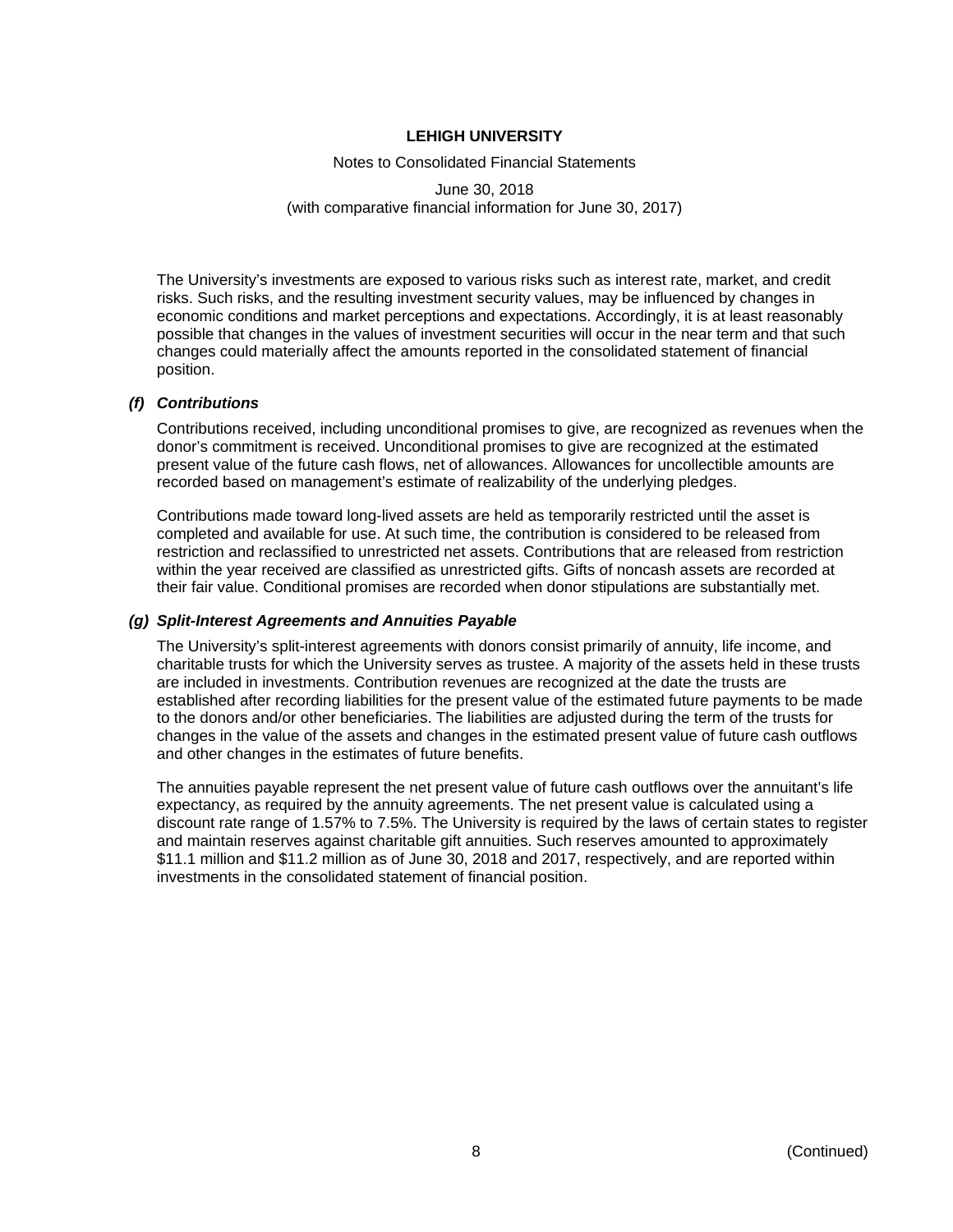The University's investments are exposed to various risks such as interest rate, market, and credit risks. Such risks, and the resulting investment security values, may be influenced by changes in economic conditions and market perceptions and expectations. Accordingly, it is at least reasonably possible that changes in the values of investment securities will occur in the near term and that such changes could materially affect the amounts reported in the consolidated statement of financial position.

### *(f) Contributions*

Contributions received, including unconditional promises to give, are recognized as revenues when the donor's commitment is received. Unconditional promises to give are recognized at the estimated present value of the future cash flows, net of allowances. Allowances for uncollectible amounts are recorded based on management's estimate of realizability of the underlying pledges.

Contributions made toward long-lived assets are held as temporarily restricted until the asset is completed and available for use. At such time, the contribution is considered to be released from restriction and reclassified to unrestricted net assets. Contributions that are released from restriction within the year received are classified as unrestricted gifts. Gifts of noncash assets are recorded at their fair value. Conditional promises are recorded when donor stipulations are substantially met.

### *(g) Split-Interest Agreements and Annuities Payable*

The University's split-interest agreements with donors consist primarily of annuity, life income, and charitable trusts for which the University serves as trustee. A majority of the assets held in these trusts are included in investments. Contribution revenues are recognized at the date the trusts are established after recording liabilities for the present value of the estimated future payments to be made to the donors and/or other beneficiaries. The liabilities are adjusted during the term of the trusts for changes in the value of the assets and changes in the estimated present value of future cash outflows and other changes in the estimates of future benefits.

The annuities payable represent the net present value of future cash outflows over the annuitant's life expectancy, as required by the annuity agreements. The net present value is calculated using a discount rate range of 1.57% to 7.5%. The University is required by the laws of certain states to register and maintain reserves against charitable gift annuities. Such reserves amounted to approximately $11.1 million and $11.2 million as of June 30, 2018 and 2017, respectively, and are reported within investments in the consolidated statement of financial position.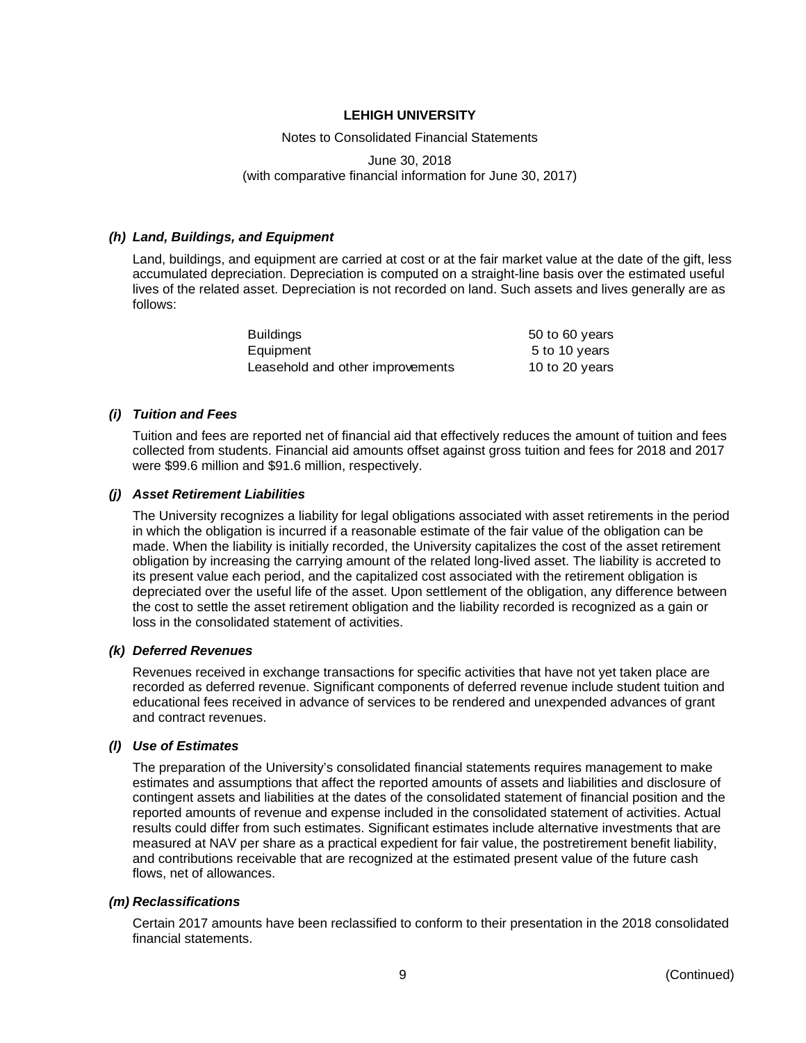### *(h) Land, Buildings, and Equipment*

Land, buildings, and equipment are carried at cost or at the fair market value at the date of the gift, less accumulated depreciation. Depreciation is computed on a straight-line basis over the estimated useful lives of the related asset. Depreciation is not recorded on land. Such assets and lives generally are as follows:

| | |
|---|---|
| Buildings | 50 to 60 years |
| Equipment | 5 to 10 years |
| Leasehold and other improvements | 10 to 20 years |

### *(i) Tuition and Fees*

Tuition and fees are reported net of financial aid that effectively reduces the amount of tuition and fees collected from students. Financial aid amounts offset against gross tuition and fees for 2018 and 2017 were $99.6 million and $91.6 million, respectively.

### *(j) Asset Retirement Liabilities*

The University recognizes a liability for legal obligations associated with asset retirements in the period in which the obligation is incurred if a reasonable estimate of the fair value of the obligation can be made. When the liability is initially recorded, the University capitalizes the cost of the asset retirement obligation by increasing the carrying amount of the related long-lived asset. The liability is accreted to its present value each period, and the capitalized cost associated with the retirement obligation is depreciated over the useful life of the asset. Upon settlement of the obligation, any difference between the cost to settle the asset retirement obligation and the liability recorded is recognized as a gain or loss in the consolidated statement of activities.

### *(k) Deferred Revenues*

Revenues received in exchange transactions for specific activities that have not yet taken place are recorded as deferred revenue. Significant components of deferred revenue include student tuition and educational fees received in advance of services to be rendered and unexpended advances of grant and contract revenues.

### *(l) Use of Estimates*

The preparation of the University's consolidated financial statements requires management to make estimates and assumptions that affect the reported amounts of assets and liabilities and disclosure of contingent assets and liabilities at the dates of the consolidated statement of financial position and the reported amounts of revenue and expense included in the consolidated statement of activities. Actual results could differ from such estimates. Significant estimates include alternative investments that are measured at NAV per share as a practical expedient for fair value, the postretirement benefit liability, and contributions receivable that are recognized at the estimated present value of the future cash flows, net of allowances.

### *(m) Reclassifications*

Certain 2017 amounts have been reclassified to conform to their presentation in the 2018 consolidated financial statements.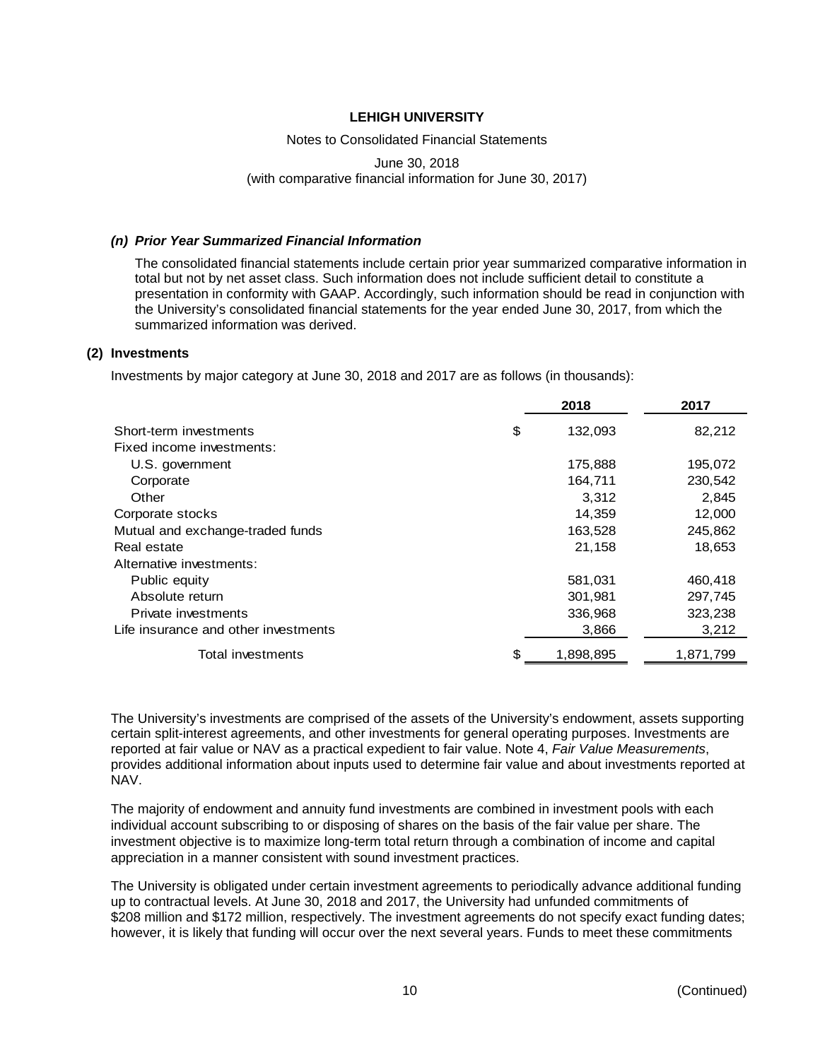### *(n) Prior Year Summarized Financial Information*

The consolidated financial statements include certain prior year summarized comparative information in total but not by net asset class. Such information does not include sufficient detail to constitute a presentation in conformity with GAAP. Accordingly, such information should be read in conjunction with the University's consolidated financial statements for the year ended June 30, 2017, from which the summarized information was derived.

## (2) Investments

Investments by major category at June 30, 2018 and 2017 are as follows (in thousands):

| | 2018 | 2017 |
|---|---|---|
| Short-term investments | $ 132,093 | 82,212 |
| Fixed income investments: | | |
| U.S. government | 175,888 | 195,072 |
| Corporate | 164,711 | 230,542 |
| Other | 3,312 | 2,845 |
| Corporate stocks | 14,359 | 12,000 |
| Mutual and exchange-traded funds | 163,528 | 245,862 |
| Real estate | 21,158 | 18,653 |
| Alternative investments: | | |
| Public equity | 581,031 | 460,418 |
| Absolute return | 301,981 | 297,745 |
| Private investments | 336,968 | 323,238 |
| Life insurance and other investments | 3,866 | 3,212 |
| Total investments | $ 1,898,895 | 1,871,799 |

The University's investments are comprised of the assets of the University's endowment, assets supporting certain split-interest agreements, and other investments for general operating purposes. Investments are reported at fair value or NAV as a practical expedient to fair value. Note 4, *Fair Value Measurements*, provides additional information about inputs used to determine fair value and about investments reported at NAV.

The majority of endowment and annuity fund investments are combined in investment pools with each individual account subscribing to or disposing of shares on the basis of the fair value per share. The investment objective is to maximize long-term total return through a combination of income and capital appreciation in a manner consistent with sound investment practices.

The University is obligated under certain investment agreements to periodically advance additional funding up to contractual levels. At June 30, 2018 and 2017, the University had unfunded commitments of $208 million and $172 million, respectively. The investment agreements do not specify exact funding dates; however, it is likely that funding will occur over the next several years. Funds to meet these commitments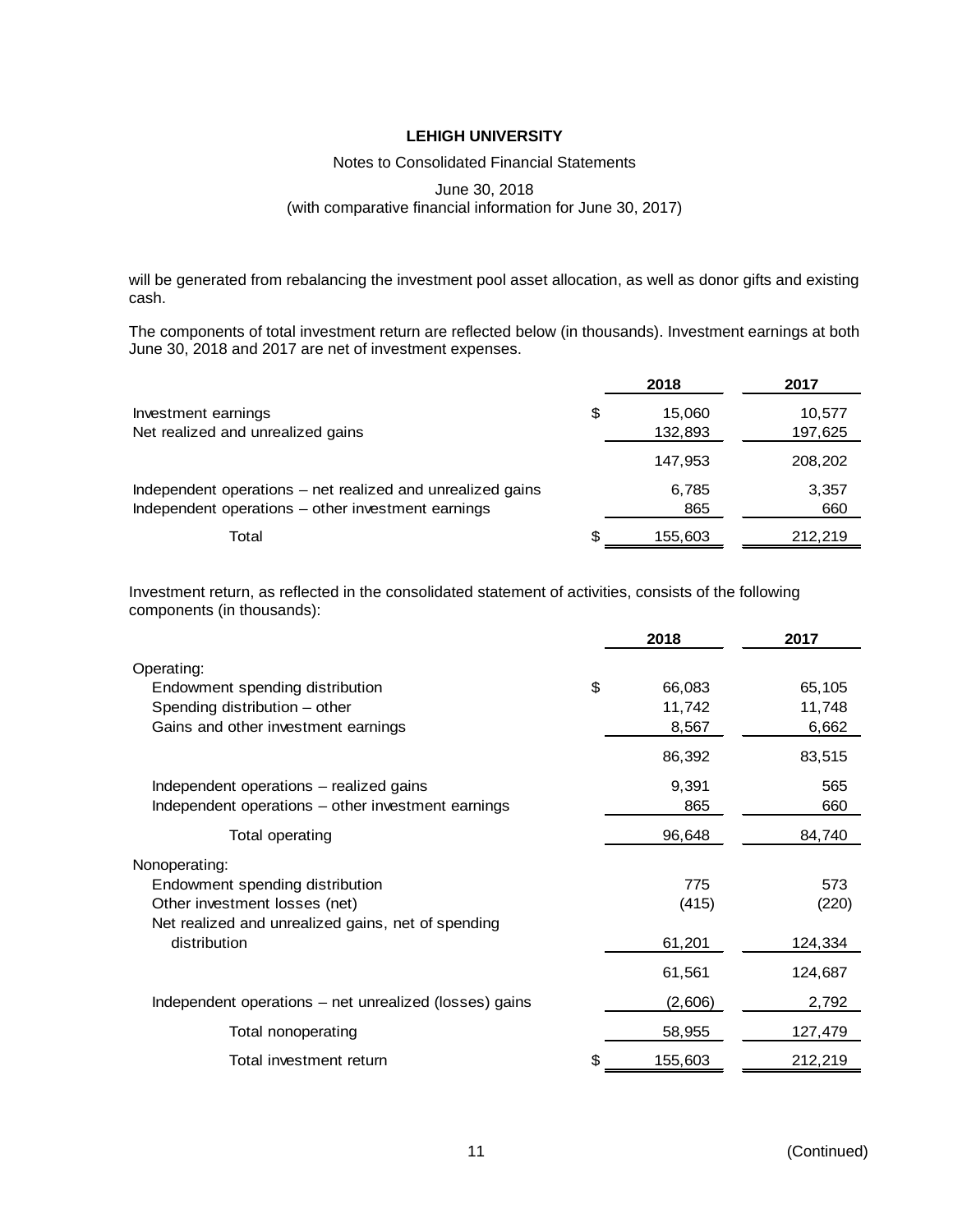will be generated from rebalancing the investment pool asset allocation, as well as donor gifts and existing cash.

The components of total investment return are reflected below (in thousands). Investment earnings at both June 30, 2018 and 2017 are net of investment expenses.

| | 2018 | 2017 |
|---|---|---|
| Investment earnings | $ 15,060 | 10,577 |
| Net realized and unrealized gains | 132,893 | 197,625 |
| | 147,953 | 208,202 |
| Independent operations – net realized and unrealized gains | 6,785 | 3,357 |
| Independent operations – other investment earnings | 865 | 660 |
| Total | $ 155,603 | 212,219 |

Investment return, as reflected in the consolidated statement of activities, consists of the following components (in thousands):

| | 2018 | 2017 |
|---|---|---|
| Operating: | | |
| Endowment spending distribution | $ 66,083 | 65,105 |
| Spending distribution – other | 11,742 | 11,748 |
| Gains and other investment earnings | 8,567 | 6,662 |
| | 86,392 | 83,515 |
| Independent operations – realized gains | 9,391 | 565 |
| Independent operations – other investment earnings | 865 | 660 |
| Total operating | 96,648 | 84,740 |
| Nonoperating: | | |
| Endowment spending distribution | 775 | 573 |
| Other investment losses (net) | (415) | (220) |
| Net realized and unrealized gains, net of spending distribution | 61,201 | 124,334 |
| | 61,561 | 124,687 |
| Independent operations – net unrealized (losses) gains | (2,606) | 2,792 |
| Total nonoperating | 58,955 | 127,479 |
| Total investment return | $ 155,603 | 212,219 |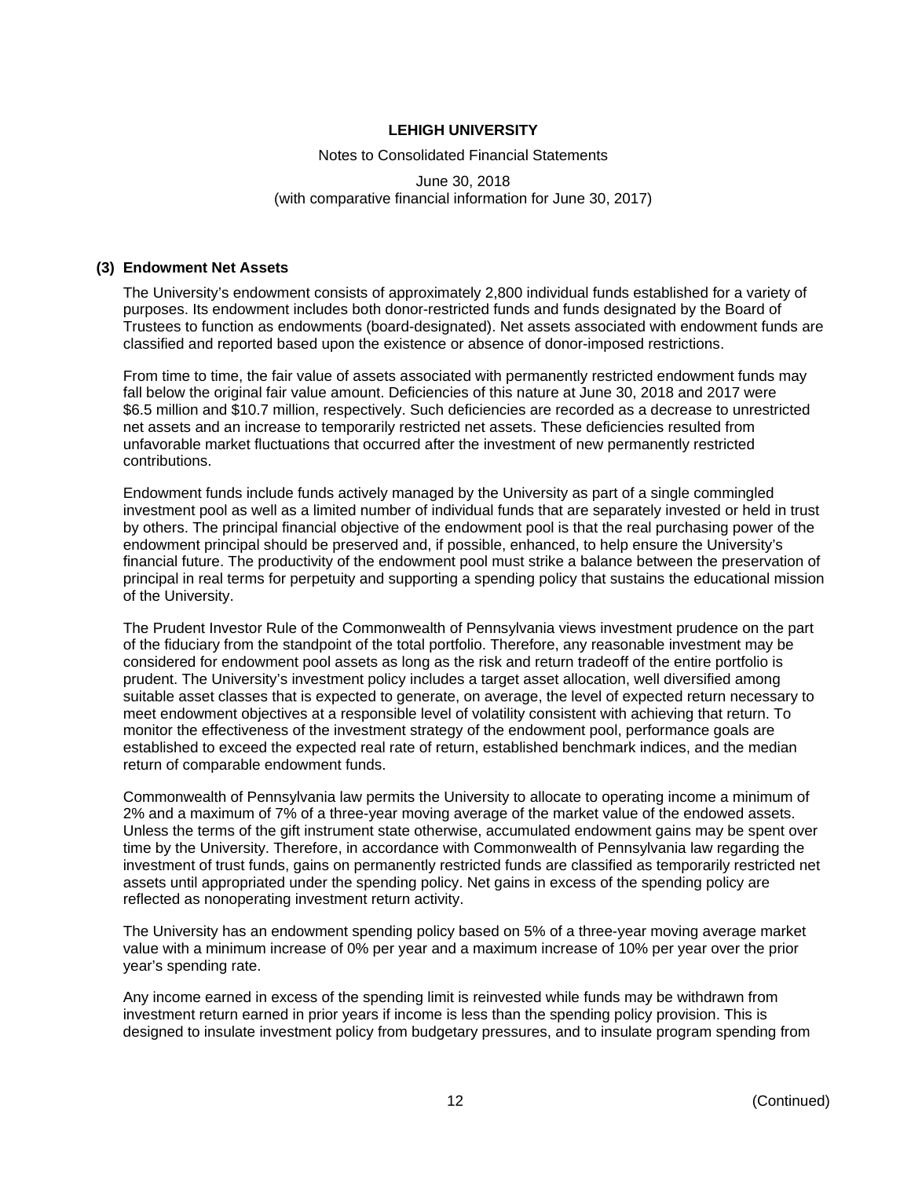## (3) Endowment Net Assets

The University's endowment consists of approximately 2,800 individual funds established for a variety of purposes. Its endowment includes both donor-restricted funds and funds designated by the Board of Trustees to function as endowments (board-designated). Net assets associated with endowment funds are classified and reported based upon the existence or absence of donor-imposed restrictions.

From time to time, the fair value of assets associated with permanently restricted endowment funds may fall below the original fair value amount. Deficiencies of this nature at June 30, 2018 and 2017 were $6.5 million and $10.7 million, respectively. Such deficiencies are recorded as a decrease to unrestricted net assets and an increase to temporarily restricted net assets. These deficiencies resulted from unfavorable market fluctuations that occurred after the investment of new permanently restricted contributions.

Endowment funds include funds actively managed by the University as part of a single commingled investment pool as well as a limited number of individual funds that are separately invested or held in trust by others. The principal financial objective of the endowment pool is that the real purchasing power of the endowment principal should be preserved and, if possible, enhanced, to help ensure the University's financial future. The productivity of the endowment pool must strike a balance between the preservation of principal in real terms for perpetuity and supporting a spending policy that sustains the educational mission of the University.

The Prudent Investor Rule of the Commonwealth of Pennsylvania views investment prudence on the part of the fiduciary from the standpoint of the total portfolio. Therefore, any reasonable investment may be considered for endowment pool assets as long as the risk and return tradeoff of the entire portfolio is prudent. The University's investment policy includes a target asset allocation, well diversified among suitable asset classes that is expected to generate, on average, the level of expected return necessary to meet endowment objectives at a responsible level of volatility consistent with achieving that return. To monitor the effectiveness of the investment strategy of the endowment pool, performance goals are established to exceed the expected real rate of return, established benchmark indices, and the median return of comparable endowment funds.

Commonwealth of Pennsylvania law permits the University to allocate to operating income a minimum of 2% and a maximum of 7% of a three-year moving average of the market value of the endowed assets. Unless the terms of the gift instrument state otherwise, accumulated endowment gains may be spent over time by the University. Therefore, in accordance with Commonwealth of Pennsylvania law regarding the investment of trust funds, gains on permanently restricted funds are classified as temporarily restricted net assets until appropriated under the spending policy. Net gains in excess of the spending policy are reflected as nonoperating investment return activity.

The University has an endowment spending policy based on 5% of a three-year moving average market value with a minimum increase of 0% per year and a maximum increase of 10% per year over the prior year's spending rate.

Any income earned in excess of the spending limit is reinvested while funds may be withdrawn from investment return earned in prior years if income is less than the spending policy provision. This is designed to insulate investment policy from budgetary pressures, and to insulate program spending from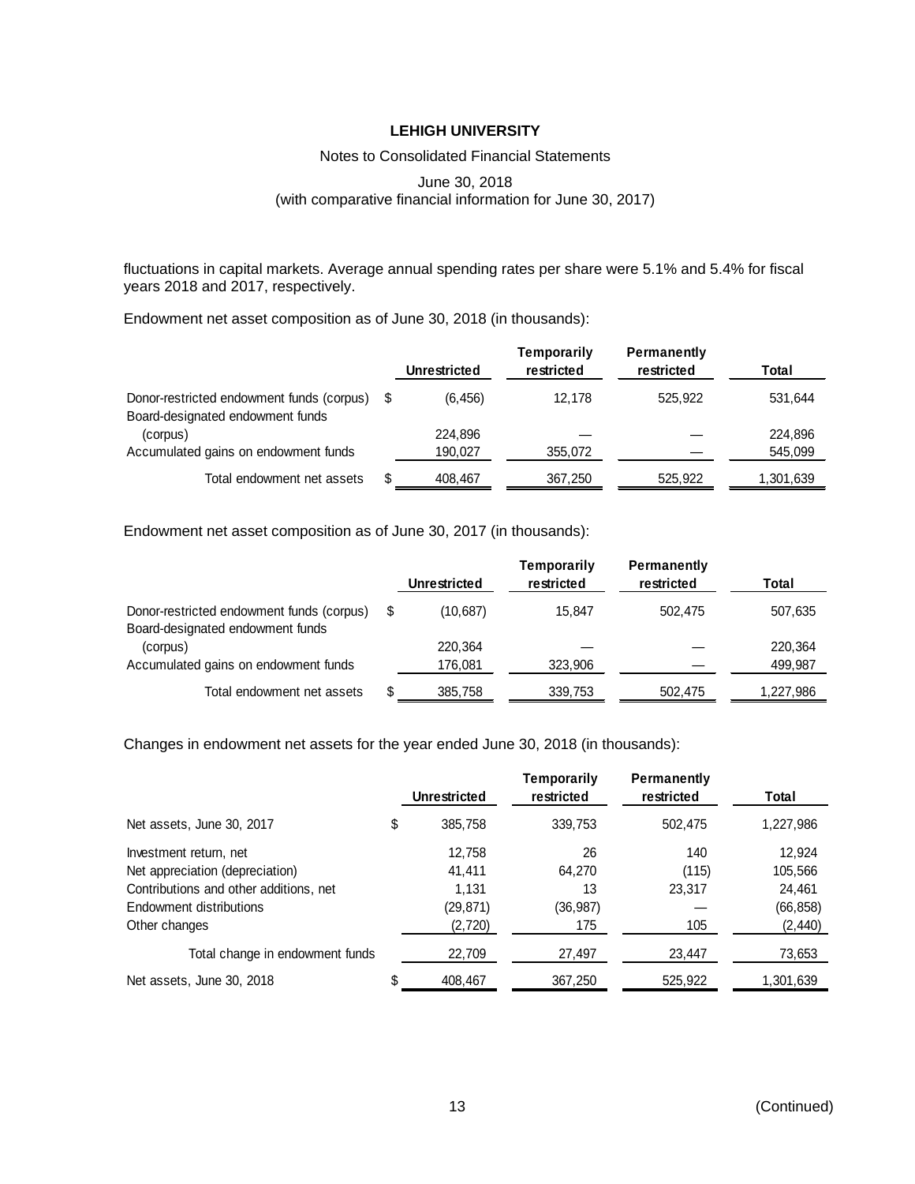fluctuations in capital markets. Average annual spending rates per share were 5.1% and 5.4% for fiscal years 2018 and 2017, respectively.

Endowment net asset composition as of June 30, 2018 (in thousands):

| | Unrestricted | Temporarily restricted | Permanently restricted | Total |
|---|---|---|---|---|
| Donor-restricted endowment funds (corpus) | $ (6,456) | 12,178 | 525,922 | 531,644 |
| Board-designated endowment funds (corpus) | 224,896 | — | — | 224,896 |
| Accumulated gains on endowment funds | 190,027 | 355,072 | — | 545,099 |
| Total endowment net assets | $ 408,467 | 367,250 | 525,922 | 1,301,639 |

Endowment net asset composition as of June 30, 2017 (in thousands):

| | Unrestricted | Temporarily restricted | Permanently restricted | Total |
|---|---|---|---|---|
| Donor-restricted endowment funds (corpus) | $ (10,687) | 15,847 | 502,475 | 507,635 |
| Board-designated endowment funds (corpus) | 220,364 | — | — | 220,364 |
| Accumulated gains on endowment funds | 176,081 | 323,906 | — | 499,987 |
| Total endowment net assets | $ 385,758 | 339,753 | 502,475 | 1,227,986 |

Changes in endowment net assets for the year ended June 30, 2018 (in thousands):

| | Unrestricted | Temporarily restricted | Permanently restricted | Total |
|---|---|---|---|---|
| Net assets, June 30, 2017 | $ 385,758 | 339,753 | 502,475 | 1,227,986 |
| Investment return, net | 12,758 | 26 | 140 | 12,924 |
| Net appreciation (depreciation) | 41,411 | 64,270 | (115) | 105,566 |
| Contributions and other additions, net | 1,131 | 13 | 23,317 | 24,461 |
| Endowment distributions | (29,871) | (36,987) | — | (66,858) |
| Other changes | (2,720) | 175 | 105 | (2,440) |
| Total change in endowment funds | 22,709 | 27,497 | 23,447 | 73,653 |
| Net assets, June 30, 2018 | $ 408,467 | 367,250 | 525,922 | 1,301,639 |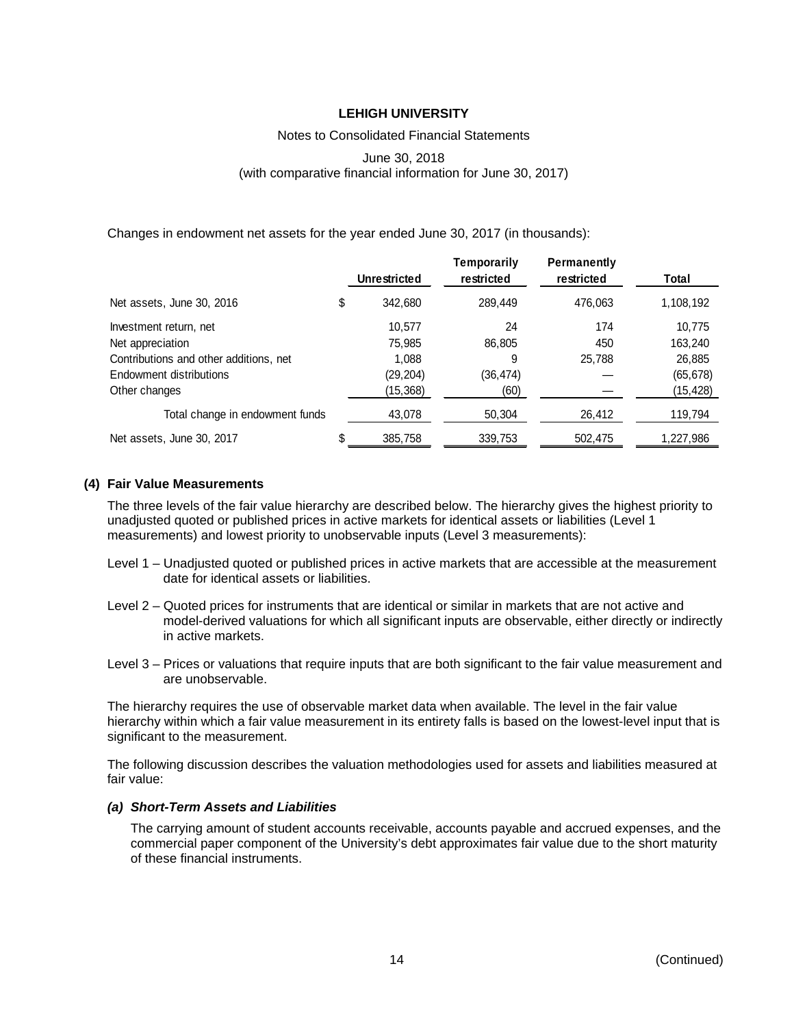Changes in endowment net assets for the year ended June 30, 2017 (in thousands):

| | | Unrestricted | Temporarily restricted | Permanently restricted | Total |
|---|---|---|---|---|---|
| Net assets, June 30, 2016 | $ | 342,680 | 289,449 | 476,063 | 1,108,192 |
| Investment return, net | | 10,577 | 24 | 174 | 10,775 |
| Net appreciation | | 75,985 | 86,805 | 450 | 163,240 |
| Contributions and other additions, net | | 1,088 | 9 | 25,788 | 26,885 |
| Endowment distributions | | (29,204) | (36,474) | — | (65,678) |
| Other changes | | (15,368) | (60) | — | (15,428) |
| Total change in endowment funds | | 43,078 | 50,304 | 26,412 | 119,794 |
| Net assets, June 30, 2017 | $ | 385,758 | 339,753 | 502,475 | 1,227,986 |

## (4) Fair Value Measurements

The three levels of the fair value hierarchy are described below. The hierarchy gives the highest priority to unadjusted quoted or published prices in active markets for identical assets or liabilities (Level 1 measurements) and lowest priority to unobservable inputs (Level 3 measurements):

Level 1 – Unadjusted quoted or published prices in active markets that are accessible at the measurement date for identical assets or liabilities.

Level 2 – Quoted prices for instruments that are identical or similar in markets that are not active and model-derived valuations for which all significant inputs are observable, either directly or indirectly in active markets.

Level 3 – Prices or valuations that require inputs that are both significant to the fair value measurement and are unobservable.

The hierarchy requires the use of observable market data when available. The level in the fair value hierarchy within which a fair value measurement in its entirety falls is based on the lowest-level input that is significant to the measurement.

The following discussion describes the valuation methodologies used for assets and liabilities measured at fair value:

### *(a) Short-Term Assets and Liabilities*

The carrying amount of student accounts receivable, accounts payable and accrued expenses, and the commercial paper component of the University's debt approximates fair value due to the short maturity of these financial instruments.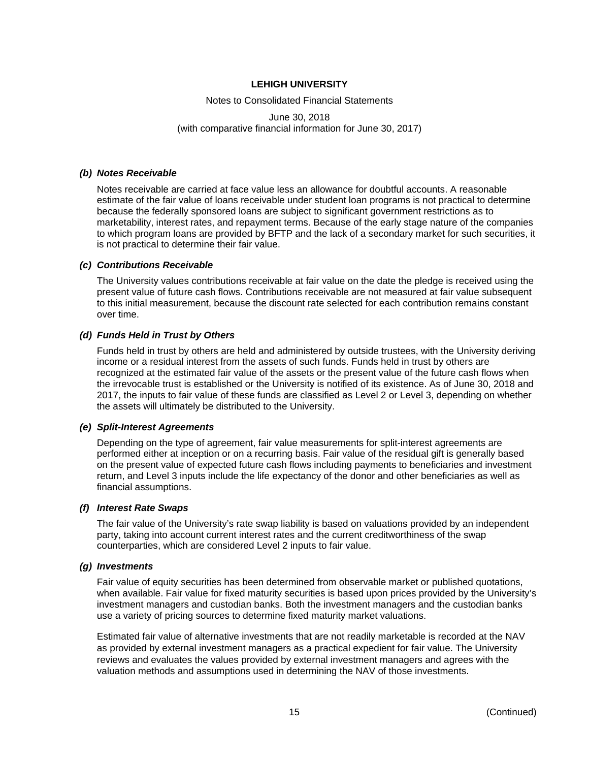#### *(b) Notes Receivable*

Notes receivable are carried at face value less an allowance for doubtful accounts. A reasonable estimate of the fair value of loans receivable under student loan programs is not practical to determine because the federally sponsored loans are subject to significant government restrictions as to marketability, interest rates, and repayment terms. Because of the early stage nature of the companies to which program loans are provided by BFTP and the lack of a secondary market for such securities, it is not practical to determine their fair value.

#### *(c) Contributions Receivable*

The University values contributions receivable at fair value on the date the pledge is received using the present value of future cash flows. Contributions receivable are not measured at fair value subsequent to this initial measurement, because the discount rate selected for each contribution remains constant over time.

#### *(d) Funds Held in Trust by Others*

Funds held in trust by others are held and administered by outside trustees, with the University deriving income or a residual interest from the assets of such funds. Funds held in trust by others are recognized at the estimated fair value of the assets or the present value of the future cash flows when the irrevocable trust is established or the University is notified of its existence. As of June 30, 2018 and 2017, the inputs to fair value of these funds are classified as Level 2 or Level 3, depending on whether the assets will ultimately be distributed to the University.

#### *(e) Split-Interest Agreements*

Depending on the type of agreement, fair value measurements for split-interest agreements are performed either at inception or on a recurring basis. Fair value of the residual gift is generally based on the present value of expected future cash flows including payments to beneficiaries and investment return, and Level 3 inputs include the life expectancy of the donor and other beneficiaries as well as financial assumptions.

#### *(f) Interest Rate Swaps*

The fair value of the University's rate swap liability is based on valuations provided by an independent party, taking into account current interest rates and the current creditworthiness of the swap counterparties, which are considered Level 2 inputs to fair value.

#### *(g) Investments*

Fair value of equity securities has been determined from observable market or published quotations, when available. Fair value for fixed maturity securities is based upon prices provided by the University's investment managers and custodian banks. Both the investment managers and the custodian banks use a variety of pricing sources to determine fixed maturity market valuations.

Estimated fair value of alternative investments that are not readily marketable is recorded at the NAV as provided by external investment managers as a practical expedient for fair value. The University reviews and evaluates the values provided by external investment managers and agrees with the valuation methods and assumptions used in determining the NAV of those investments.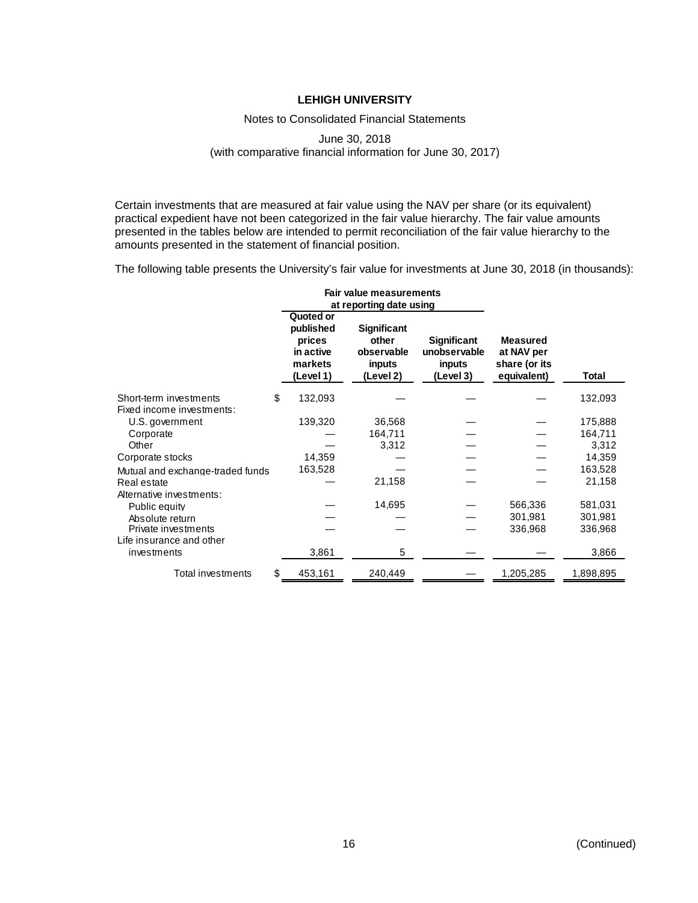**LEHIGH UNIVERSITY**

Notes to Consolidated Financial Statements

June 30, 2018
(with comparative financial information for June 30, 2017)

Certain investments that are measured at fair value using the NAV per share (or its equivalent) practical expedient have not been categorized in the fair value hierarchy. The fair value amounts presented in the tables below are intended to permit reconciliation of the fair value hierarchy to the amounts presented in the statement of financial position.

The following table presents the University's fair value for investments at June 30, 2018 (in thousands):

| | Fair value measurements at reporting date using | | | | |
|---|---|---|---|---|---|
| | Quoted or published prices in active markets (Level 1) | Significant other observable inputs (Level 2) | Significant unobservable inputs (Level 3) | Measured at NAV per share (or its equivalent) | Total |
| Short-term investments | $ 132,093 | — | — | — | 132,093 |
| Fixed income investments: | | | | | |
| U.S. government | 139,320 | 36,568 | — | — | 175,888 |
| Corporate | — | 164,711 | — | — | 164,711 |
| Other | — | 3,312 | — | — | 3,312 |
| Corporate stocks | 14,359 | — | — | — | 14,359 |
| Mutual and exchange-traded funds | 163,528 | — | — | — | 163,528 |
| Real estate | — | 21,158 | — | — | 21,158 |
| Alternative investments: | | | | | |
| Public equity | — | 14,695 | — | 566,336 | 581,031 |
| Absolute return | — | — | — | 301,981 | 301,981 |
| Private investments | — | — | — | 336,968 | 336,968 |
| Life insurance and other investments | 3,861 | 5 | — | — | 3,866 |
| Total investments | $ 453,161 | 240,449 | — | 1,205,285 | 1,898,895 |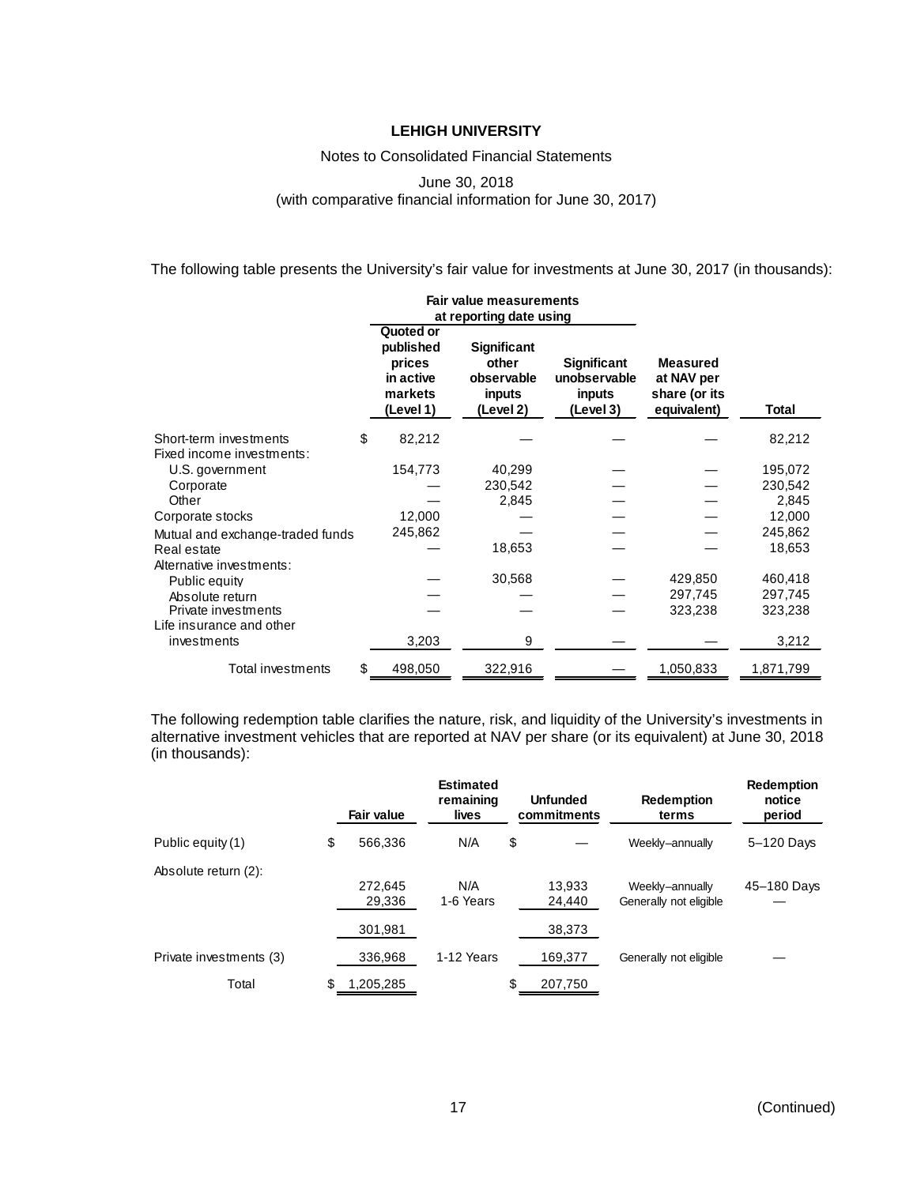**LEHIGH UNIVERSITY**

Notes to Consolidated Financial Statements

June 30, 2018
(with comparative financial information for June 30, 2017)

The following table presents the University's fair value for investments at June 30, 2017 (in thousands):

| | Fair value measurements at reporting date using | | | | |
|---|---|---|---|---|---|
| | Quoted or published prices in active markets (Level 1) | Significant other observable inputs (Level 2) | Significant unobservable inputs (Level 3) | Measured at NAV per share (or its equivalent) | Total |
| Short-term investments | $ 82,212 | — | — | — | 82,212 |
| Fixed income investments: | | | | | |
| U.S. government | 154,773 | 40,299 | — | — | 195,072 |
| Corporate | — | 230,542 | — | — | 230,542 |
| Other | — | 2,845 | — | — | 2,845 |
| Corporate stocks | 12,000 | — | — | — | 12,000 |
| Mutual and exchange-traded funds | 245,862 | — | — | — | 245,862 |
| Real estate | — | 18,653 | — | — | 18,653 |
| Alternative investments: | | | | | |
| Public equity | — | 30,568 | — | 429,850 | 460,418 |
| Absolute return | — | — | — | 297,745 | 297,745 |
| Private investments | — | — | — | 323,238 | 323,238 |
| Life insurance and other investments | 3,203 | 9 | — | — | 3,212 |
| Total investments | $ 498,050 | 322,916 | — | 1,050,833 | 1,871,799 |

The following redemption table clarifies the nature, risk, and liquidity of the University's investments in alternative investment vehicles that are reported at NAV per share (or its equivalent) at June 30, 2018 (in thousands):

| | Fair value | Estimated remaining lives | Unfunded commitments | Redemption terms | Redemption notice period |
|---|---|---|---|---|---|
| Public equity (1) | $ 566,336 | N/A | $ — | Weekly–annually | 5–120 Days |
| Absolute return (2): | | | | | |
| | 272,645 | N/A | 13,933 | Weekly–annually | 45–180 Days |
| | 29,336 | 1-6 Years | 24,440 | Generally not eligible | — |
| | 301,981 | | 38,373 | | |
| Private investments (3) | 336,968 | 1-12 Years | 169,377 | Generally not eligible | — |
| Total | $ 1,205,285 | | $ 207,750 | | |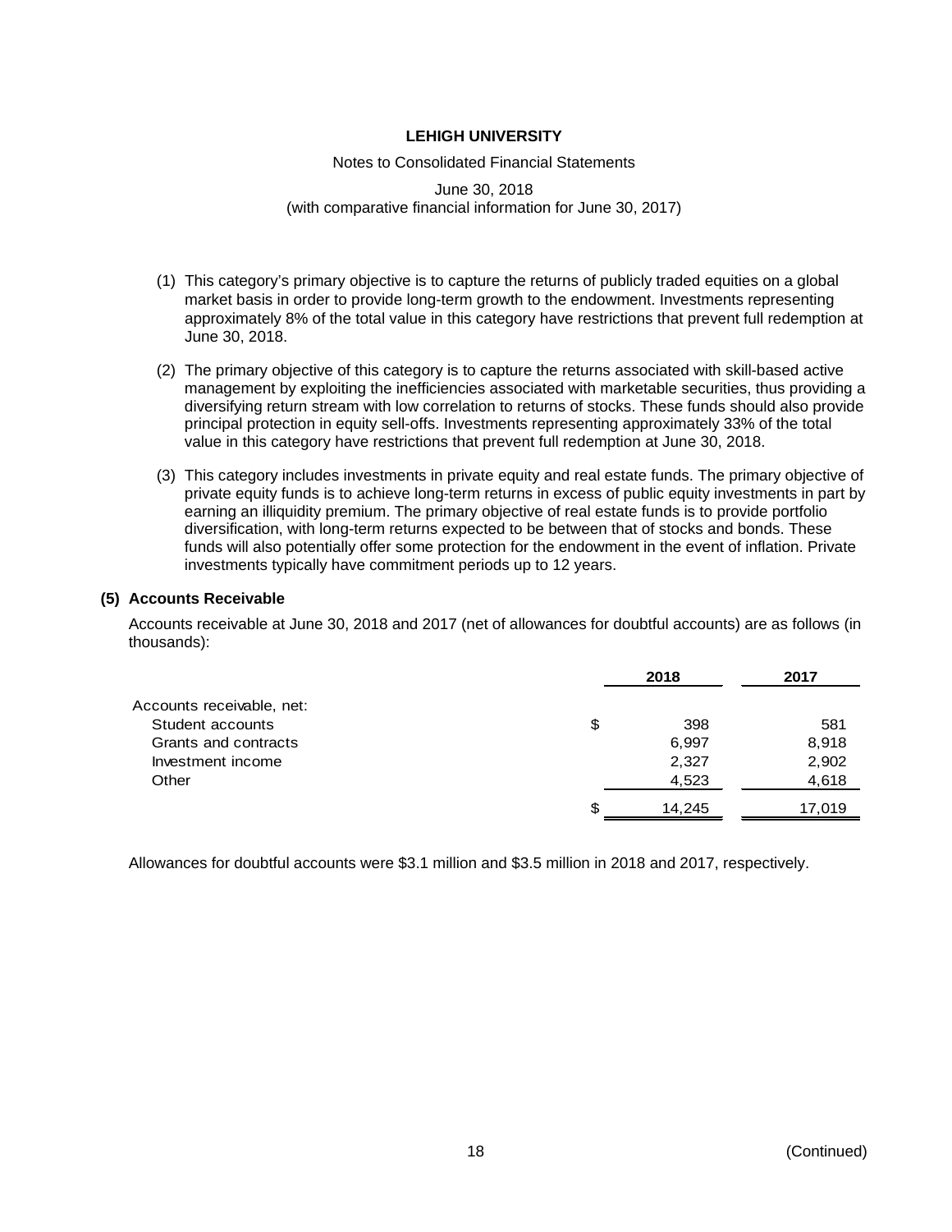(1) This category's primary objective is to capture the returns of publicly traded equities on a global market basis in order to provide long-term growth to the endowment. Investments representing approximately 8% of the total value in this category have restrictions that prevent full redemption at June 30, 2018.

(2) The primary objective of this category is to capture the returns associated with skill-based active management by exploiting the inefficiencies associated with marketable securities, thus providing a diversifying return stream with low correlation to returns of stocks. These funds should also provide principal protection in equity sell-offs. Investments representing approximately 33% of the total value in this category have restrictions that prevent full redemption at June 30, 2018.

(3) This category includes investments in private equity and real estate funds. The primary objective of private equity funds is to achieve long-term returns in excess of public equity investments in part by earning an illiquidity premium. The primary objective of real estate funds is to provide portfolio diversification, with long-term returns expected to be between that of stocks and bonds. These funds will also potentially offer some protection for the endowment in the event of inflation. Private investments typically have commitment periods up to 12 years.

## (5) Accounts Receivable

Accounts receivable at June 30, 2018 and 2017 (net of allowances for doubtful accounts) are as follows (in thousands):

| | 2018 | 2017 |
|---|---|---|
| Accounts receivable, net: | | |
| Student accounts | $ 398 | 581 |
| Grants and contracts | 6,997 | 8,918 |
| Investment income | 2,327 | 2,902 |
| Other | 4,523 | 4,618 |
| | $ 14,245 | 17,019 |

Allowances for doubtful accounts were $3.1 million and $3.5 million in 2018 and 2017, respectively.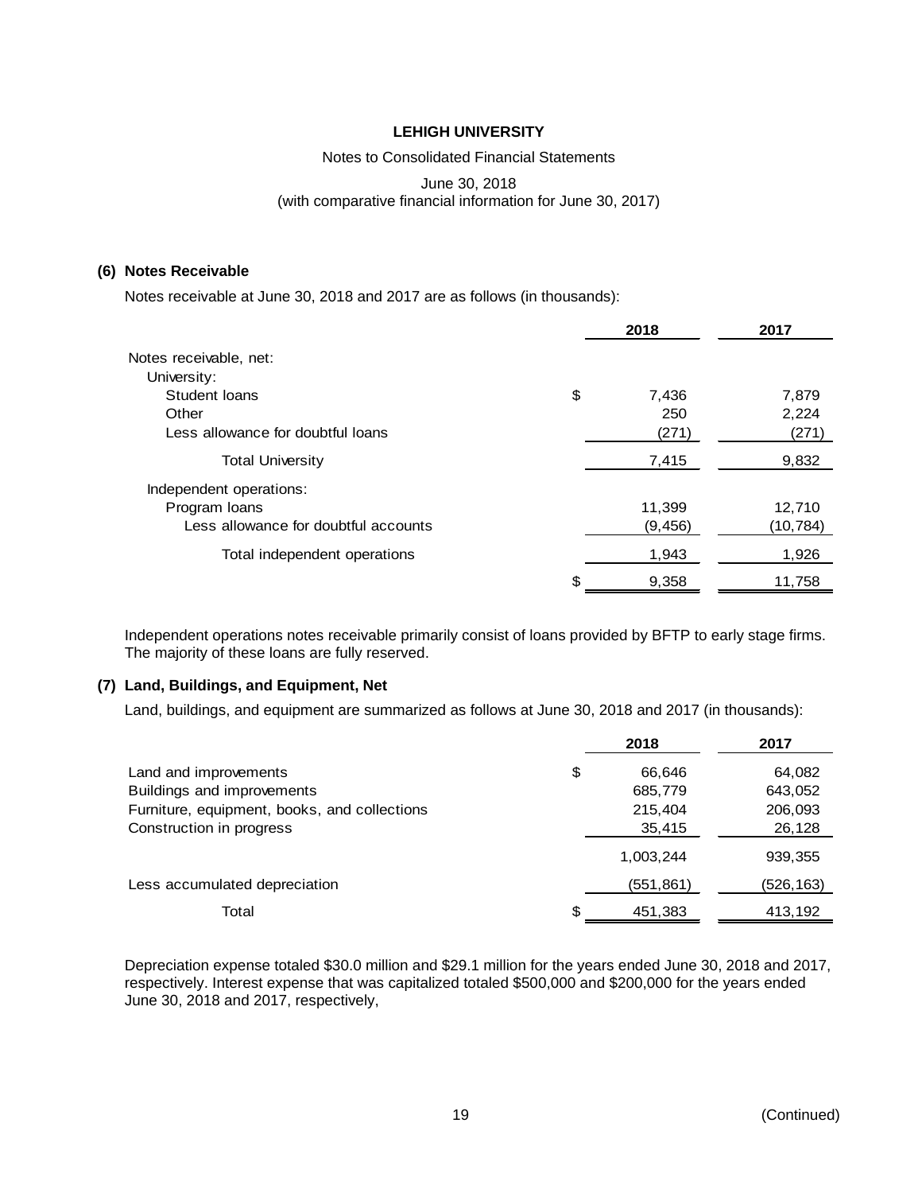### (6) Notes Receivable

Notes receivable at June 30, 2018 and 2017 are as follows (in thousands):

| | 2018 | 2017 |
|---|---|---|
| Notes receivable, net: | | |
| University: | | |
| Student loans | $ 7,436 | 7,879 |
| Other | 250 | 2,224 |
| Less allowance for doubtful loans | (271) | (271) |
| Total University | 7,415 | 9,832 |
| Independent operations: | | |
| Program loans | 11,399 | 12,710 |
| Less allowance for doubtful accounts | (9,456) | (10,784) |
| Total independent operations | 1,943 | 1,926 |
| | $ 9,358 | 11,758 |

Independent operations notes receivable primarily consist of loans provided by BFTP to early stage firms. The majority of these loans are fully reserved.

### (7) Land, Buildings, and Equipment, Net

Land, buildings, and equipment are summarized as follows at June 30, 2018 and 2017 (in thousands):

| | 2018 | 2017 |
|---|---|---|
| Land and improvements | $ 66,646 | 64,082 |
| Buildings and improvements | 685,779 | 643,052 |
| Furniture, equipment, books, and collections | 215,404 | 206,093 |
| Construction in progress | 35,415 | 26,128 |
| | 1,003,244 | 939,355 |
| Less accumulated depreciation | (551,861) | (526,163) |
| Total | $ 451,383 | 413,192 |

Depreciation expense totaled $30.0 million and $29.1 million for the years ended June 30, 2018 and 2017, respectively. Interest expense that was capitalized totaled $500,000 and $200,000 for the years ended June 30, 2018 and 2017, respectively,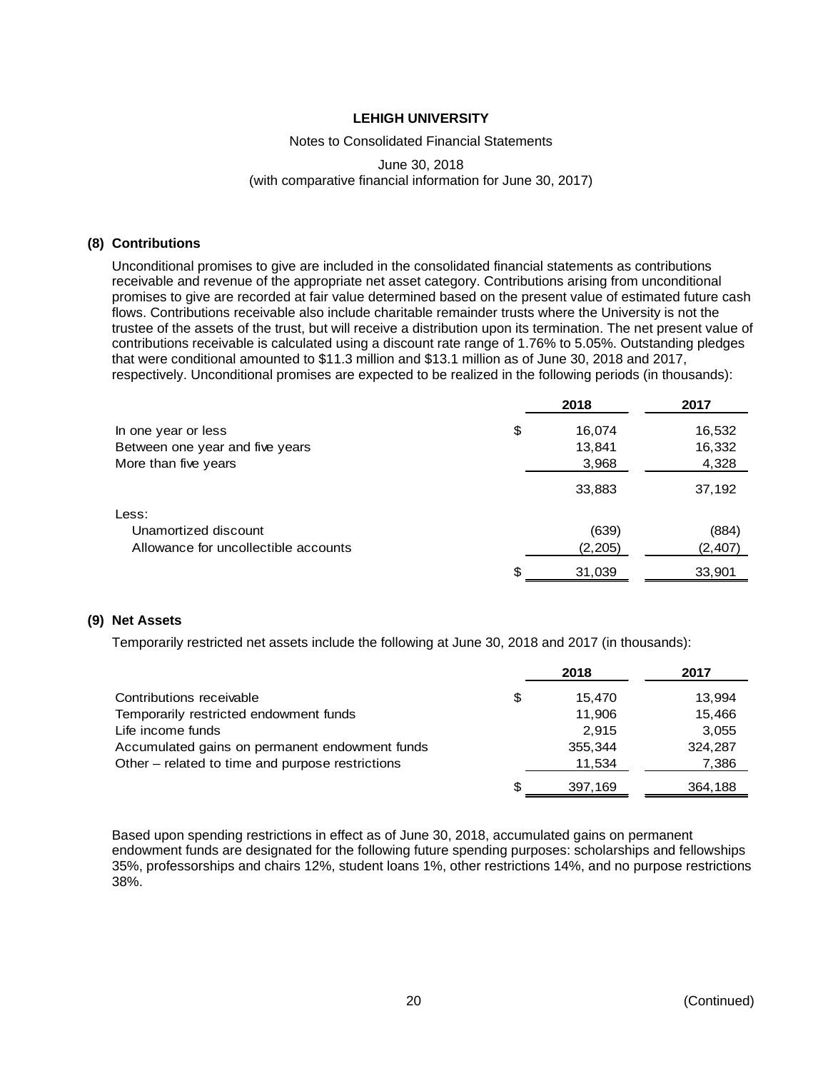**LEHIGH UNIVERSITY**

Notes to Consolidated Financial Statements

June 30, 2018
(with comparative financial information for June 30, 2017)

## (8) Contributions

Unconditional promises to give are included in the consolidated financial statements as contributions receivable and revenue of the appropriate net asset category. Contributions arising from unconditional promises to give are recorded at fair value determined based on the present value of estimated future cash flows. Contributions receivable also include charitable remainder trusts where the University is not the trustee of the assets of the trust, but will receive a distribution upon its termination. The net present value of contributions receivable is calculated using a discount rate range of 1.76% to 5.05%. Outstanding pledges that were conditional amounted to $11.3 million and $13.1 million as of June 30, 2018 and 2017, respectively. Unconditional promises are expected to be realized in the following periods (in thousands):

| | 2018 | 2017 |
|---|---|---|
| In one year or less | $ 16,074 | 16,532 |
| Between one year and five years | 13,841 | 16,332 |
| More than five years | 3,968 | 4,328 |
| | 33,883 | 37,192 |
| Less: | | |
| Unamortized discount | (639) | (884) |
| Allowance for uncollectible accounts | (2,205) | (2,407) |
| | $ 31,039 | 33,901 |

## (9) Net Assets

Temporarily restricted net assets include the following at June 30, 2018 and 2017 (in thousands):

| | 2018 | 2017 |
|---|---|---|
| Contributions receivable | $ 15,470 | 13,994 |
| Temporarily restricted endowment funds | 11,906 | 15,466 |
| Life income funds | 2,915 | 3,055 |
| Accumulated gains on permanent endowment funds | 355,344 | 324,287 |
| Other – related to time and purpose restrictions | 11,534 | 7,386 |
| | $ 397,169 | 364,188 |

Based upon spending restrictions in effect as of June 30, 2018, accumulated gains on permanent endowment funds are designated for the following future spending purposes: scholarships and fellowships 35%, professorships and chairs 12%, student loans 1%, other restrictions 14%, and no purpose restrictions 38%.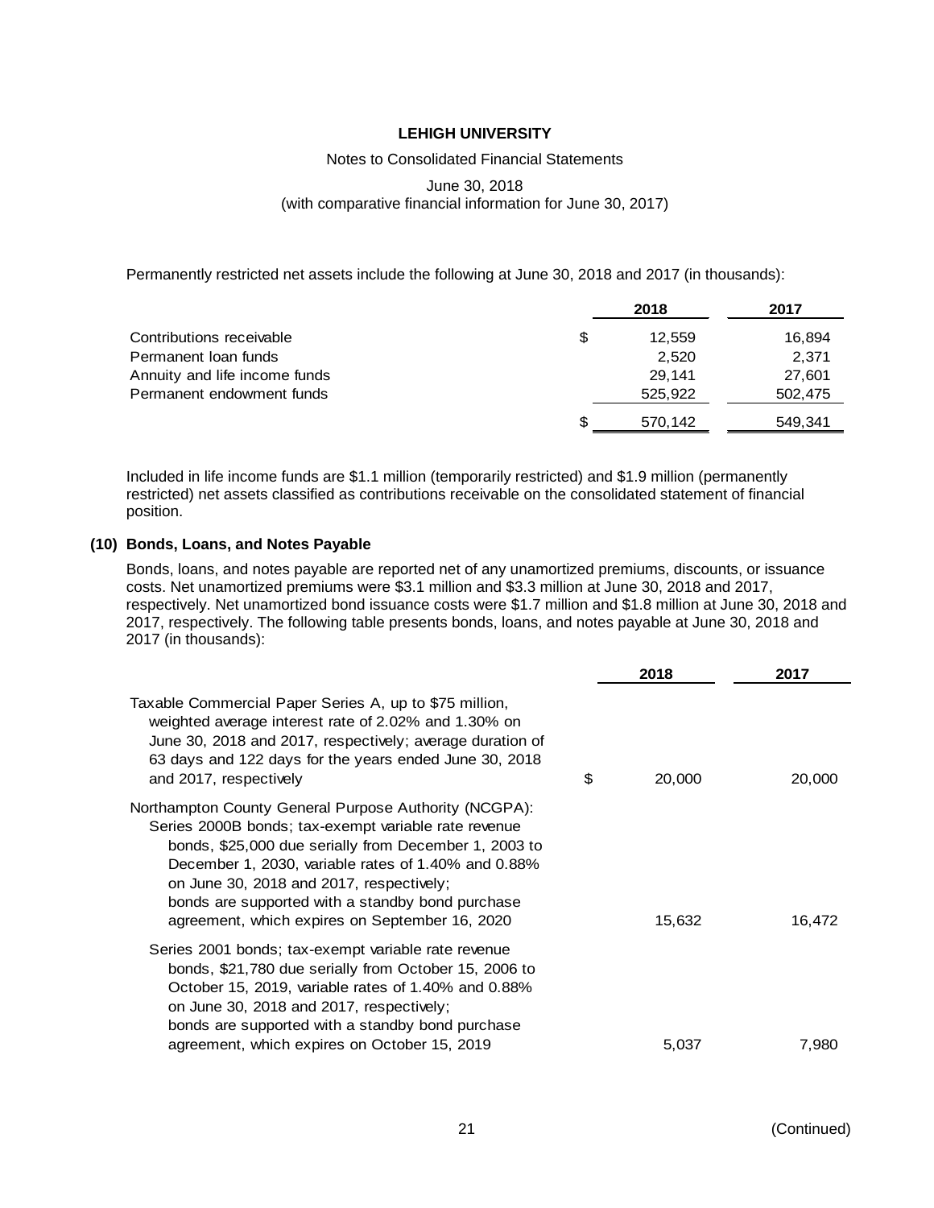Permanently restricted net assets include the following at June 30, 2018 and 2017 (in thousands):

| | 2018 | 2017 |
|---|---|---|
| Contributions receivable | $ 12,559 | 16,894 |
| Permanent loan funds | 2,520 | 2,371 |
| Annuity and life income funds | 29,141 | 27,601 |
| Permanent endowment funds | 525,922 | 502,475 |
| | $ 570,142 | 549,341 |

Included in life income funds are $1.1 million (temporarily restricted) and $1.9 million (permanently restricted) net assets classified as contributions receivable on the consolidated statement of financial position.

## (10) Bonds, Loans, and Notes Payable

Bonds, loans, and notes payable are reported net of any unamortized premiums, discounts, or issuance costs. Net unamortized premiums were $3.1 million and $3.3 million at June 30, 2018 and 2017, respectively. Net unamortized bond issuance costs were $1.7 million and $1.8 million at June 30, 2018 and 2017, respectively. The following table presents bonds, loans, and notes payable at June 30, 2018 and 2017 (in thousands):

| | 2018 | 2017 |
|---|---|---|
| Taxable Commercial Paper Series A, up to $75 million, weighted average interest rate of 2.02% and 1.30% on June 30, 2018 and 2017, respectively; average duration of 63 days and 122 days for the years ended June 30, 2018 and 2017, respectively | $ 20,000 | 20,000 |
| Northampton County General Purpose Authority (NCGPA): Series 2000B bonds; tax-exempt variable rate revenue bonds, $25,000 due serially from December 1, 2003 to December 1, 2030, variable rates of 1.40% and 0.88% on June 30, 2018 and 2017, respectively; bonds are supported with a standby bond purchase agreement, which expires on September 16, 2020 | 15,632 | 16,472 |
| Series 2001 bonds; tax-exempt variable rate revenue bonds, $21,780 due serially from October 15, 2006 to October 15, 2019, variable rates of 1.40% and 0.88% on June 30, 2018 and 2017, respectively; bonds are supported with a standby bond purchase agreement, which expires on October 15, 2019 | 5,037 | 7,980 |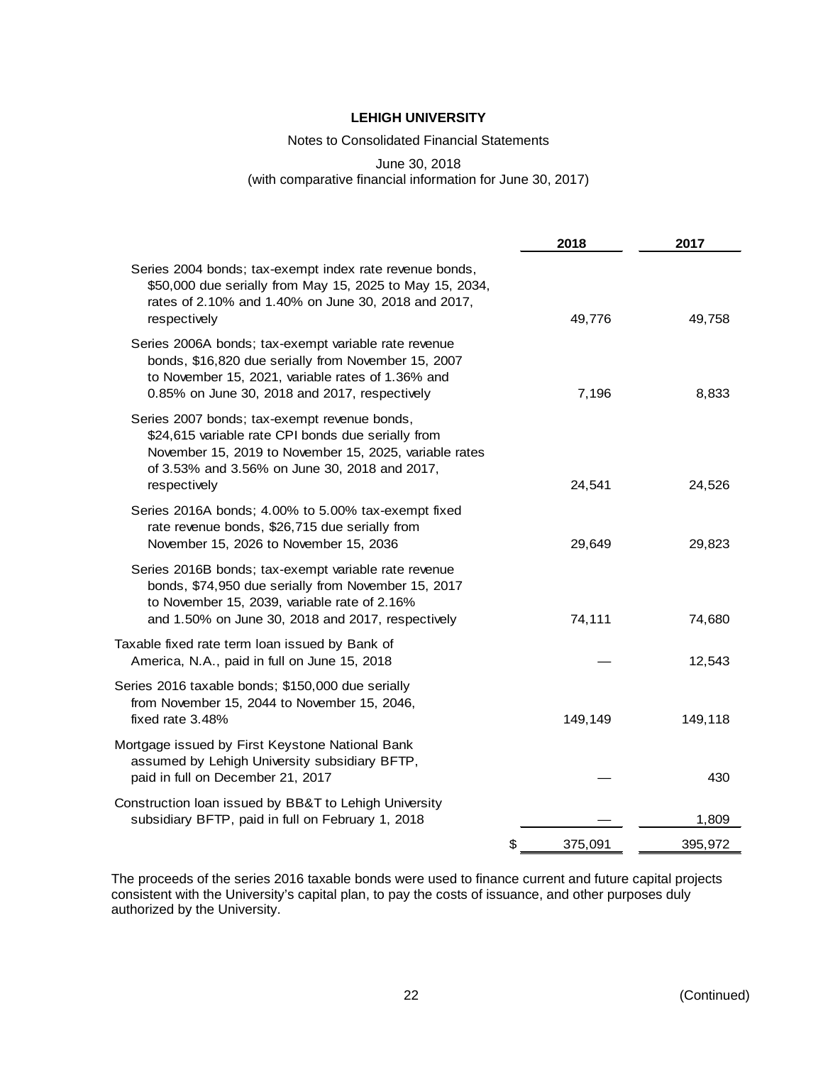| | 2018 | 2017 |
|---|---|---|
| Series 2004 bonds; tax-exempt index rate revenue bonds, $50,000 due serially from May 15, 2025 to May 15, 2034, rates of 2.10% and 1.40% on June 30, 2018 and 2017, respectively | 49,776 | 49,758 |
| Series 2006A bonds; tax-exempt variable rate revenue bonds, $16,820 due serially from November 15, 2007 to November 15, 2021, variable rates of 1.36% and 0.85% on June 30, 2018 and 2017, respectively | 7,196 | 8,833 |
| Series 2007 bonds; tax-exempt revenue bonds, $24,615 variable rate CPI bonds due serially from November 15, 2019 to November 15, 2025, variable rates of 3.53% and 3.56% on June 30, 2018 and 2017, respectively | 24,541 | 24,526 |
| Series 2016A bonds; 4.00% to 5.00% tax-exempt fixed rate revenue bonds, $26,715 due serially from November 15, 2026 to November 15, 2036 | 29,649 | 29,823 |
| Series 2016B bonds; tax-exempt variable rate revenue bonds, $74,950 due serially from November 15, 2017 to November 15, 2039, variable rate of 2.16% and 1.50% on June 30, 2018 and 2017, respectively | 74,111 | 74,680 |
| Taxable fixed rate term loan issued by Bank of America, N.A., paid in full on June 15, 2018 | — | 12,543 |
| Series 2016 taxable bonds; $150,000 due serially from November 15, 2044 to November 15, 2046, fixed rate 3.48% | 149,149 | 149,118 |
| Mortgage issued by First Keystone National Bank assumed by Lehigh University subsidiary BFTP, paid in full on December 21, 2017 | — | 430 |
| Construction loan issued by BB&T to Lehigh University subsidiary BFTP, paid in full on February 1, 2018 | — | 1,809 |
| | $ 375,091 | 395,972 |

The proceeds of the series 2016 taxable bonds were used to finance current and future capital projects consistent with the University's capital plan, to pay the costs of issuance, and other purposes duly authorized by the University.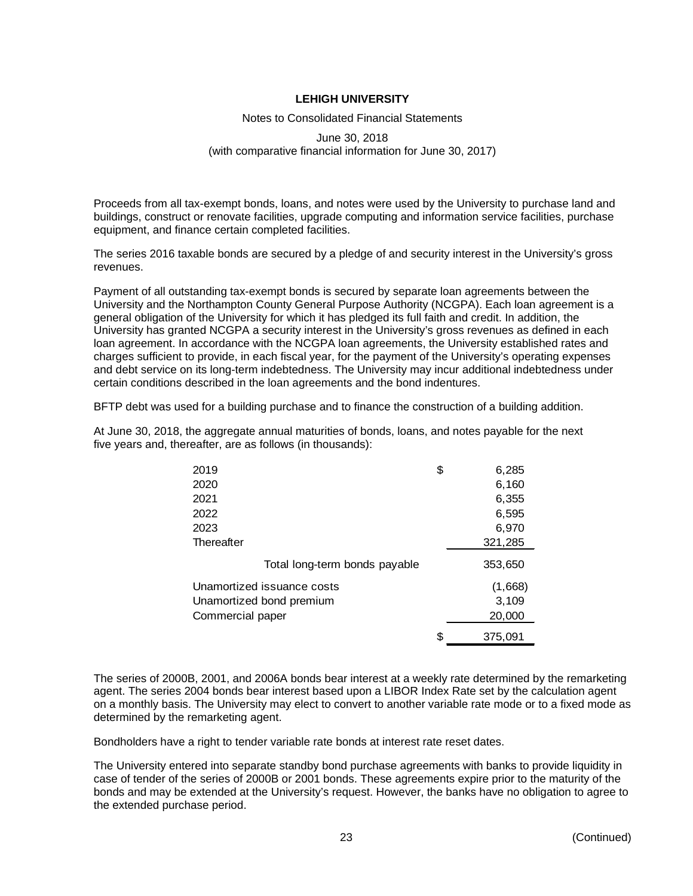Proceeds from all tax-exempt bonds, loans, and notes were used by the University to purchase land and buildings, construct or renovate facilities, upgrade computing and information service facilities, purchase equipment, and finance certain completed facilities.

The series 2016 taxable bonds are secured by a pledge of and security interest in the University's gross revenues.

Payment of all outstanding tax-exempt bonds is secured by separate loan agreements between the University and the Northampton County General Purpose Authority (NCGPA). Each loan agreement is a general obligation of the University for which it has pledged its full faith and credit. In addition, the University has granted NCGPA a security interest in the University's gross revenues as defined in each loan agreement. In accordance with the NCGPA loan agreements, the University established rates and charges sufficient to provide, in each fiscal year, for the payment of the University's operating expenses and debt service on its long-term indebtedness. The University may incur additional indebtedness under certain conditions described in the loan agreements and the bond indentures.

BFTP debt was used for a building purchase and to finance the construction of a building addition.

At June 30, 2018, the aggregate annual maturities of bonds, loans, and notes payable for the next five years and, thereafter, are as follows (in thousands):

| | |
|---|---|
| 2019 | $ 6,285 |
| 2020 | 6,160 |
| 2021 | 6,355 |
| 2022 | 6,595 |
| 2023 | 6,970 |
| Thereafter | 321,285 |
| Total long-term bonds payable | 353,650 |
| Unamortized issuance costs | (1,668) |
| Unamortized bond premium | 3,109 |
| Commercial paper | 20,000 |
| | $ 375,091 |

The series of 2000B, 2001, and 2006A bonds bear interest at a weekly rate determined by the remarketing agent. The series 2004 bonds bear interest based upon a LIBOR Index Rate set by the calculation agent on a monthly basis. The University may elect to convert to another variable rate mode or to a fixed mode as determined by the remarketing agent.

Bondholders have a right to tender variable rate bonds at interest rate reset dates.

The University entered into separate standby bond purchase agreements with banks to provide liquidity in case of tender of the series of 2000B or 2001 bonds. These agreements expire prior to the maturity of the bonds and may be extended at the University's request. However, the banks have no obligation to agree to the extended purchase period.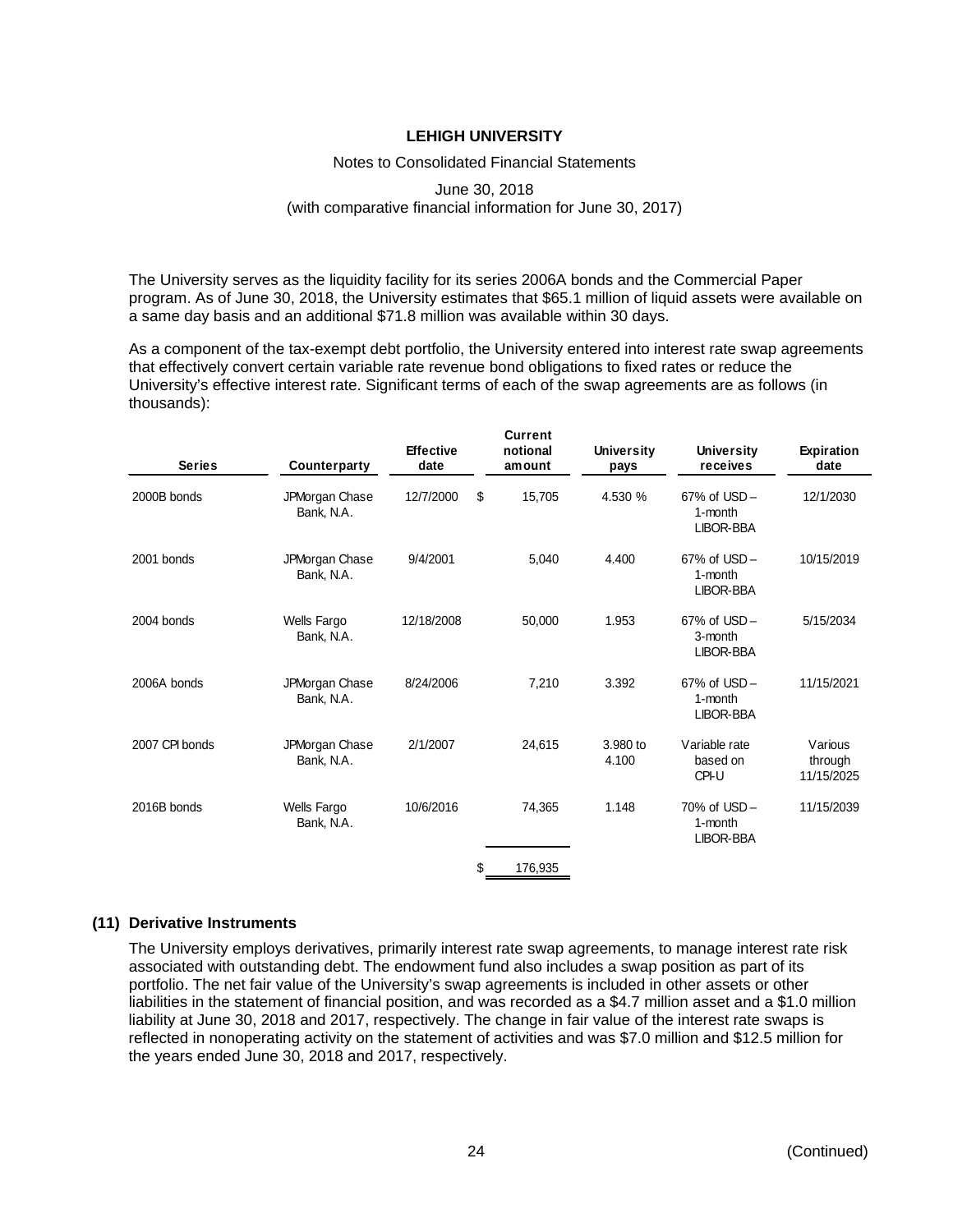The University serves as the liquidity facility for its series 2006A bonds and the Commercial Paper program. As of June 30, 2018, the University estimates that $65.1 million of liquid assets were available on a same day basis and an additional $71.8 million was available within 30 days.

As a component of the tax-exempt debt portfolio, the University entered into interest rate swap agreements that effectively convert certain variable rate revenue bond obligations to fixed rates or reduce the University's effective interest rate. Significant terms of each of the swap agreements are as follows (in thousands):

| Series | Counterparty | Effective date | Current notional amount | University pays | University receives | Expiration date |
|---|---|---|---|---|---|---|
| 2000B bonds | JPMorgan Chase Bank, N.A. | 12/7/2000 | $ 15,705 | 4.530 % | 67% of USD – 1-month LIBOR-BBA | 12/1/2030 |
| 2001 bonds | JPMorgan Chase Bank, N.A. | 9/4/2001 | 5,040 | 4.400 | 67% of USD – 1-month LIBOR-BBA | 10/15/2019 |
| 2004 bonds | Wells Fargo Bank, N.A. | 12/18/2008 | 50,000 | 1.953 | 67% of USD – 3-month LIBOR-BBA | 5/15/2034 |
| 2006A bonds | JPMorgan Chase Bank, N.A. | 8/24/2006 | 7,210 | 3.392 | 67% of USD – 1-month LIBOR-BBA | 11/15/2021 |
| 2007 CPI bonds | JPMorgan Chase Bank, N.A. | 2/1/2007 | 24,615 | 3.980 to 4.100 | Variable rate based on CPI-U | Various through 11/15/2025 |
| 2016B bonds | Wells Fargo Bank, N.A. | 10/6/2016 | 74,365 | 1.148 | 70% of USD – 1-month LIBOR-BBA | 11/15/2039 |
| | | | $ 176,935 | | | |

### (11) Derivative Instruments

The University employs derivatives, primarily interest rate swap agreements, to manage interest rate risk associated with outstanding debt. The endowment fund also includes a swap position as part of its portfolio. The net fair value of the University's swap agreements is included in other assets or other liabilities in the statement of financial position, and was recorded as a $4.7 million asset and a $1.0 million liability at June 30, 2018 and 2017, respectively. The change in fair value of the interest rate swaps is reflected in nonoperating activity on the statement of activities and was $7.0 million and $12.5 million for the years ended June 30, 2018 and 2017, respectively.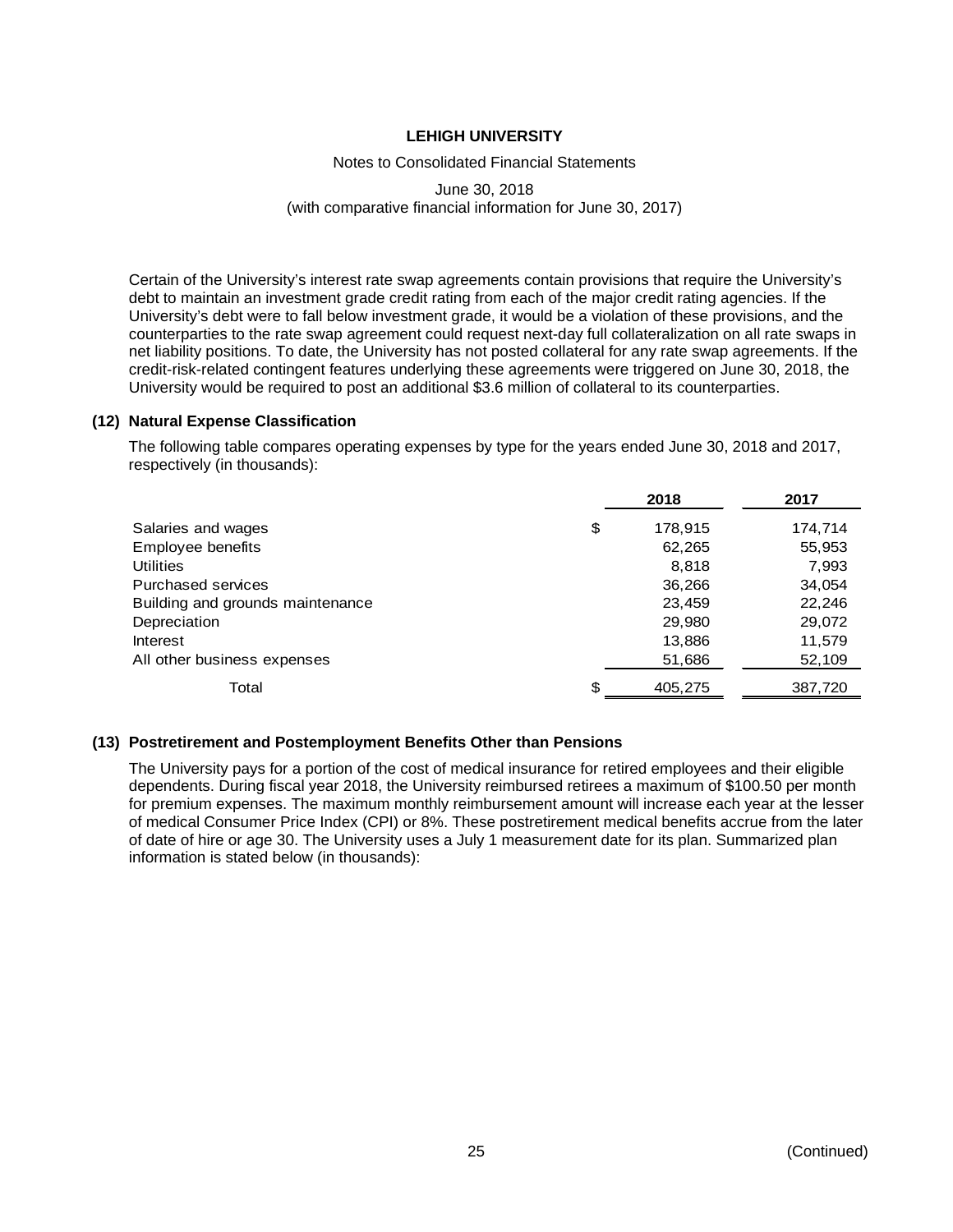Certain of the University's interest rate swap agreements contain provisions that require the University's debt to maintain an investment grade credit rating from each of the major credit rating agencies. If the University's debt were to fall below investment grade, it would be a violation of these provisions, and the counterparties to the rate swap agreement could request next-day full collateralization on all rate swaps in net liability positions. To date, the University has not posted collateral for any rate swap agreements. If the credit-risk-related contingent features underlying these agreements were triggered on June 30, 2018, the University would be required to post an additional $3.6 million of collateral to its counterparties.

## (12) Natural Expense Classification

The following table compares operating expenses by type for the years ended June 30, 2018 and 2017, respectively (in thousands):

| | 2018 | 2017 |
|---|---|---|
| Salaries and wages | $ 178,915 | 174,714 |
| Employee benefits | 62,265 | 55,953 |
| Utilities | 8,818 | 7,993 |
| Purchased services | 36,266 | 34,054 |
| Building and grounds maintenance | 23,459 | 22,246 |
| Depreciation | 29,980 | 29,072 |
| Interest | 13,886 | 11,579 |
| All other business expenses | 51,686 | 52,109 |
| Total | $ 405,275 | 387,720 |

## (13) Postretirement and Postemployment Benefits Other than Pensions

The University pays for a portion of the cost of medical insurance for retired employees and their eligible dependents. During fiscal year 2018, the University reimbursed retirees a maximum of $100.50 per month for premium expenses. The maximum monthly reimbursement amount will increase each year at the lesser of medical Consumer Price Index (CPI) or 8%. These postretirement medical benefits accrue from the later of date of hire or age 30. The University uses a July 1 measurement date for its plan. Summarized plan information is stated below (in thousands):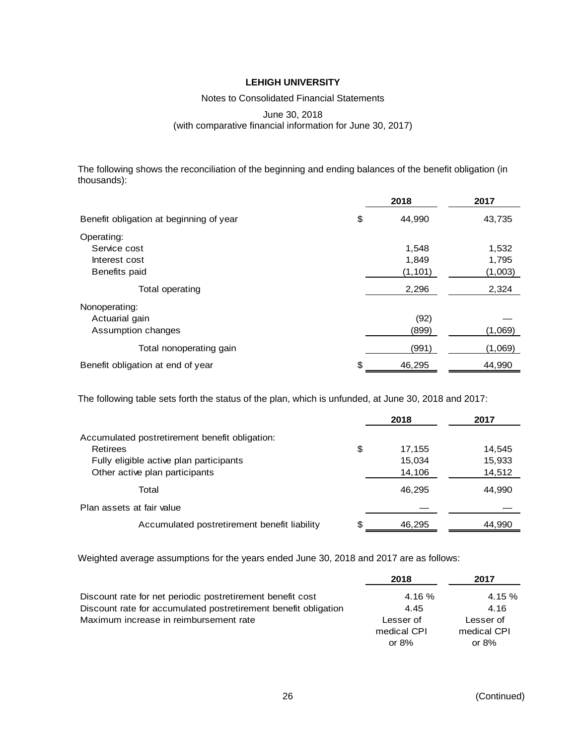The following shows the reconciliation of the beginning and ending balances of the benefit obligation (in thousands):

| | 2018 | 2017 |
|---|---|---|
| Benefit obligation at beginning of year | $ 44,990 | 43,735 |
| Operating: | | |
| Service cost | 1,548 | 1,532 |
| Interest cost | 1,849 | 1,795 |
| Benefits paid | (1,101) | (1,003) |
| Total operating | 2,296 | 2,324 |
| Nonoperating: | | |
| Actuarial gain | (92) | — |
| Assumption changes | (899) | (1,069) |
| Total nonoperating gain | (991) | (1,069) |
| Benefit obligation at end of year | $ 46,295 | 44,990 |

The following table sets forth the status of the plan, which is unfunded, at June 30, 2018 and 2017:

| | 2018 | 2017 |
|---|---|---|
| Accumulated postretirement benefit obligation: | | |
| Retirees | $ 17,155 | 14,545 |
| Fully eligible active plan participants | 15,034 | 15,933 |
| Other active plan participants | 14,106 | 14,512 |
| Total | 46,295 | 44,990 |
| Plan assets at fair value | — | — |
| Accumulated postretirement benefit liability | $ 46,295 | 44,990 |

Weighted average assumptions for the years ended June 30, 2018 and 2017 are as follows:

| | 2018 | 2017 |
|---|---|---|
| Discount rate for net periodic postretirement benefit cost | 4.16 % | 4.15 % |
| Discount rate for accumulated postretirement benefit obligation | 4.45 | 4.16 |
| Maximum increase in reimbursement rate | Lesser of medical CPI or 8% | Lesser of medical CPI or 8% |

(Continued)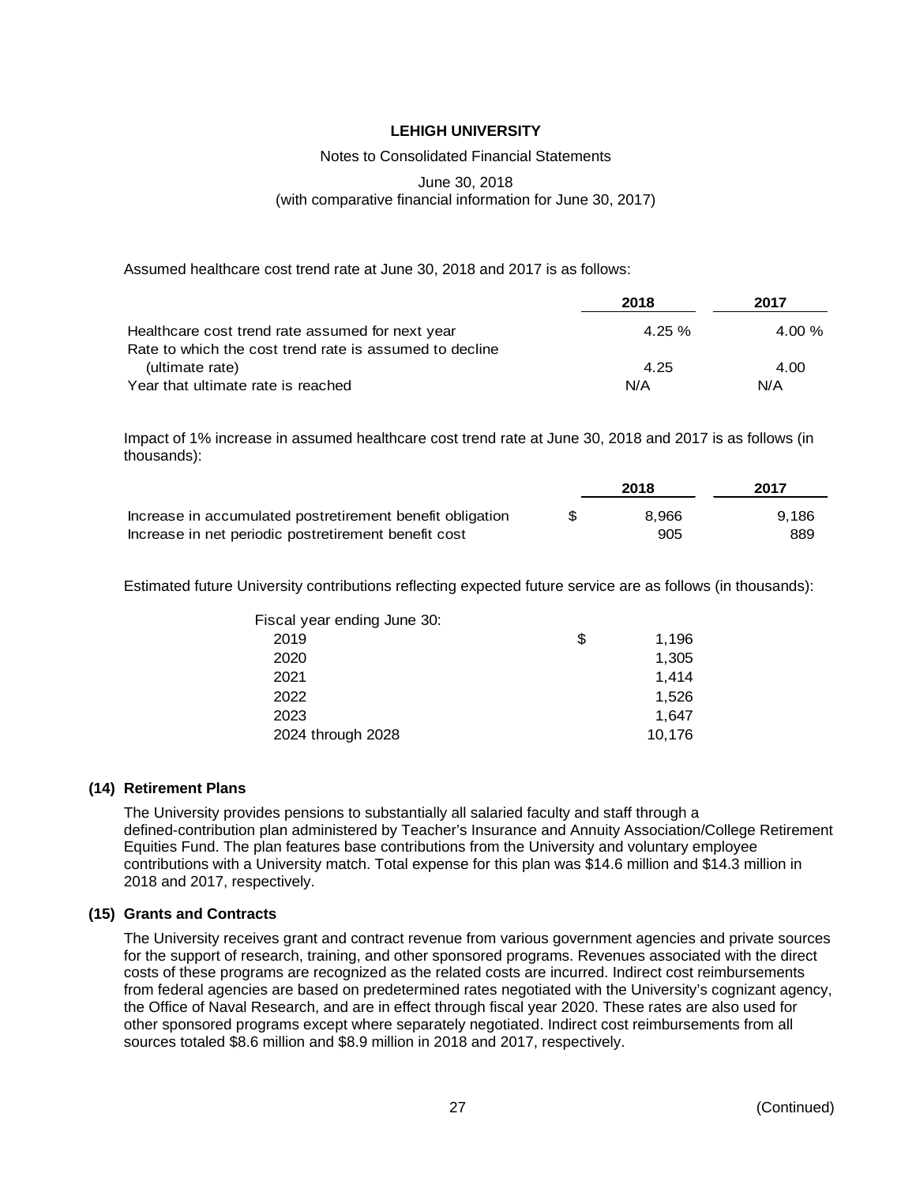Assumed healthcare cost trend rate at June 30, 2018 and 2017 is as follows:

| | 2018 | 2017 |
|---|---|---|
| Healthcare cost trend rate assumed for next year | 4.25 % | 4.00 % |
| Rate to which the cost trend rate is assumed to decline (ultimate rate) | 4.25 | 4.00 |
| Year that ultimate rate is reached | N/A | N/A |

Impact of 1% increase in assumed healthcare cost trend rate at June 30, 2018 and 2017 is as follows (in thousands):

| | 2018 | 2017 |
|---|---|---|
| Increase in accumulated postretirement benefit obligation | $ 8,966 | 9,186 |
| Increase in net periodic postretirement benefit cost | 905 | 889 |

Estimated future University contributions reflecting expected future service are as follows (in thousands):

| Fiscal year ending June 30: | |
|---|---|
| 2019 | $ 1,196 |
| 2020 | 1,305 |
| 2021 | 1,414 |
| 2022 | 1,526 |
| 2023 | 1,647 |
| 2024 through 2028 | 10,176 |

## (14) Retirement Plans

The University provides pensions to substantially all salaried faculty and staff through a defined-contribution plan administered by Teacher's Insurance and Annuity Association/College Retirement Equities Fund. The plan features base contributions from the University and voluntary employee contributions with a University match. Total expense for this plan was $14.6 million and $14.3 million in 2018 and 2017, respectively.

## (15) Grants and Contracts

The University receives grant and contract revenue from various government agencies and private sources for the support of research, training, and other sponsored programs. Revenues associated with the direct costs of these programs are recognized as the related costs are incurred. Indirect cost reimbursements from federal agencies are based on predetermined rates negotiated with the University's cognizant agency, the Office of Naval Research, and are in effect through fiscal year 2020. These rates are also used for other sponsored programs except where separately negotiated. Indirect cost reimbursements from all sources totaled $8.6 million and $8.9 million in 2018 and 2017, respectively.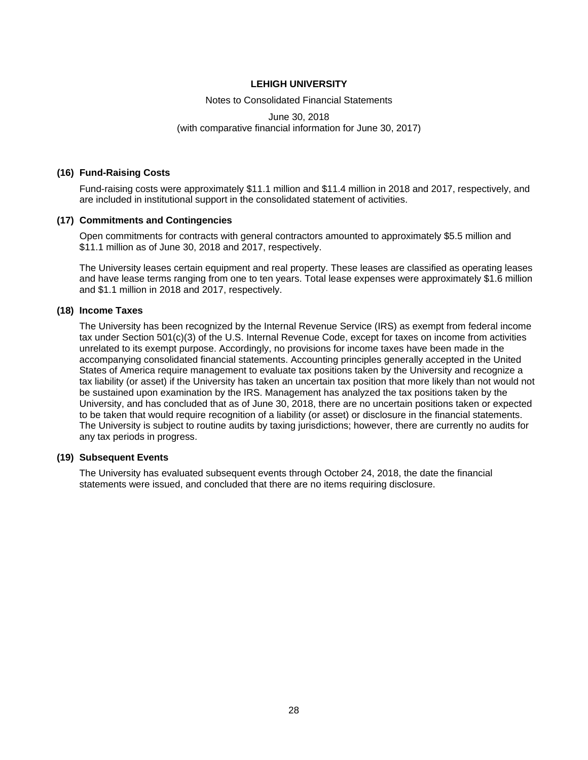## (16) Fund-Raising Costs

Fund-raising costs were approximately $11.1 million and $11.4 million in 2018 and 2017, respectively, and are included in institutional support in the consolidated statement of activities.

## (17) Commitments and Contingencies

Open commitments for contracts with general contractors amounted to approximately $5.5 million and $11.1 million as of June 30, 2018 and 2017, respectively.

The University leases certain equipment and real property. These leases are classified as operating leases and have lease terms ranging from one to ten years. Total lease expenses were approximately $1.6 million and $1.1 million in 2018 and 2017, respectively.

## (18) Income Taxes

The University has been recognized by the Internal Revenue Service (IRS) as exempt from federal income tax under Section 501(c)(3) of the U.S. Internal Revenue Code, except for taxes on income from activities unrelated to its exempt purpose. Accordingly, no provisions for income taxes have been made in the accompanying consolidated financial statements. Accounting principles generally accepted in the United States of America require management to evaluate tax positions taken by the University and recognize a tax liability (or asset) if the University has taken an uncertain tax position that more likely than not would not be sustained upon examination by the IRS. Management has analyzed the tax positions taken by the University, and has concluded that as of June 30, 2018, there are no uncertain positions taken or expected to be taken that would require recognition of a liability (or asset) or disclosure in the financial statements. The University is subject to routine audits by taxing jurisdictions; however, there are currently no audits for any tax periods in progress.

## (19) Subsequent Events

The University has evaluated subsequent events through October 24, 2018, the date the financial statements were issued, and concluded that there are no items requiring disclosure.